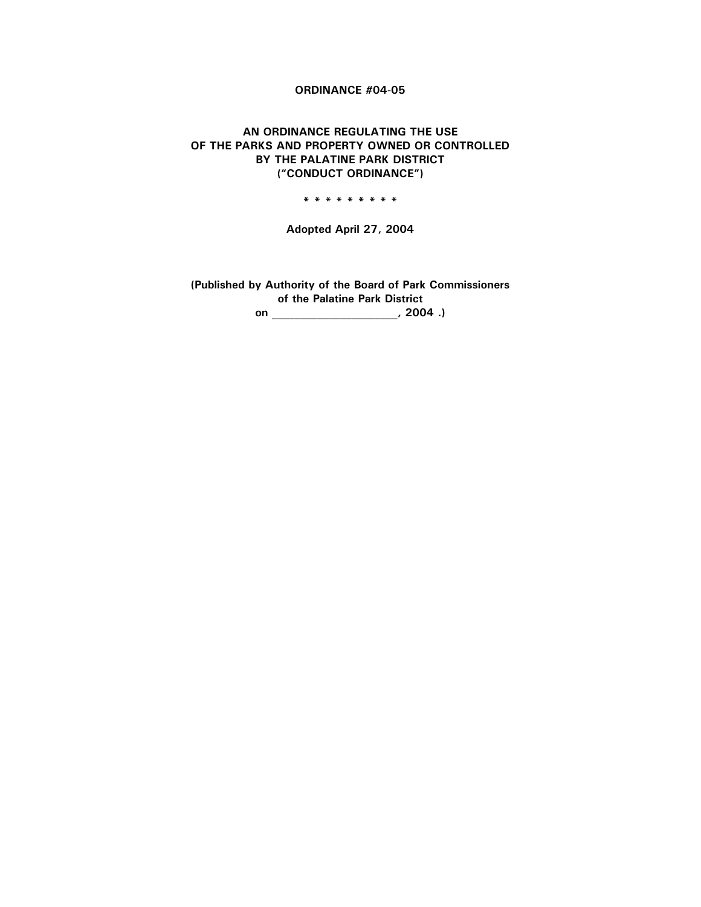**ORDINANCE #04-05**

**AN ORDINANCE REGULATING THE USE OF THE PARKS AND PROPERTY OWNED OR CONTROLLED BY THE PALATINE PARK DISTRICT ("CONDUCT ORDINANCE")**

**\* \* \* \* \* \* \* \* \***

**Adopted April 27, 2004**

**(Published by Authority of the Board of Park Commissioners of the Palatine Park District on \_\_\_\_\_\_\_\_\_\_\_\_\_\_\_\_\_\_\_\_, 2004 .)**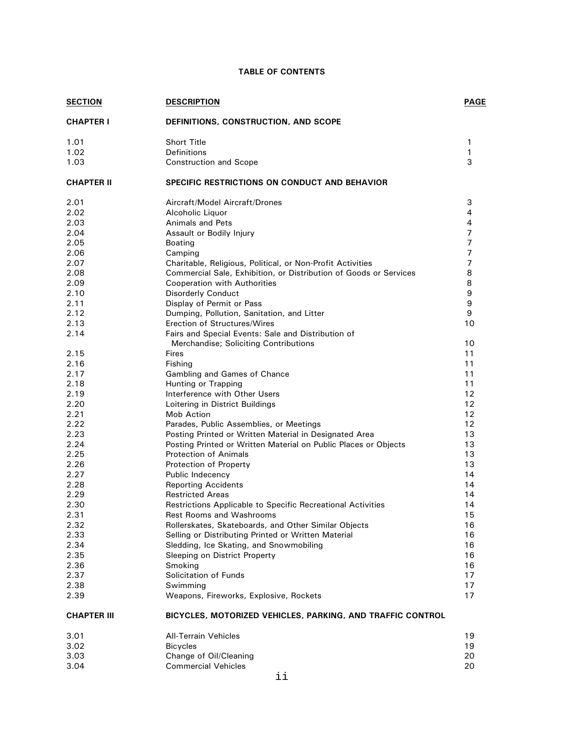# TABLE OF CONTENTS

| SECTION | DESCRIPTION | PAGE |
|---|---|---|
| **CHAPTER I** | **DEFINITIONS, CONSTRUCTION, AND SCOPE** | |
| 1.01 | Short Title | 1 |
| 1.02 | Definitions | 1 |
| 1.03 | Construction and Scope | 3 |
| **CHAPTER II** | **SPECIFIC RESTRICTIONS ON CONDUCT AND BEHAVIOR** | |
| 2.01 | Aircraft/Model Aircraft/Drones | 3 |
| 2.02 | Alcoholic Liquor | 4 |
| 2.03 | Animals and Pets | 4 |
| 2.04 | Assault or Bodily Injury | 7 |
| 2.05 | Boating | 7 |
| 2.06 | Camping | 7 |
| 2.07 | Charitable, Religious, Political, or Non-Profit Activities | 7 |
| 2.08 | Commercial Sale, Exhibition, or Distribution of Goods or Services | 8 |
| 2.09 | Cooperation with Authorities | 8 |
| 2.10 | Disorderly Conduct | 9 |
| 2.11 | Display of Permit or Pass | 9 |
| 2.12 | Dumping, Pollution, Sanitation, and Litter | 9 |
| 2.13 | Erection of Structures/Wires | 10 |
| 2.14 | Fairs and Special Events: Sale and Distribution of Merchandise; Soliciting Contributions | 10 |
| 2.15 | Fires | 11 |
| 2.16 | Fishing | 11 |
| 2.17 | Gambling and Games of Chance | 11 |
| 2.18 | Hunting or Trapping | 11 |
| 2.19 | Interference with Other Users | 12 |
| 2.20 | Loitering in District Buildings | 12 |
| 2.21 | Mob Action | 12 |
| 2.22 | Parades, Public Assemblies, or Meetings | 12 |
| 2.23 | Posting Printed or Written Material in Designated Area | 13 |
| 2.24 | Posting Printed or Written Material on Public Places or Objects | 13 |
| 2.25 | Protection of Animals | 13 |
| 2.26 | Protection of Property | 13 |
| 2.27 | Public Indecency | 14 |
| 2.28 | Reporting Accidents | 14 |
| 2.29 | Restricted Areas | 14 |
| 2.30 | Restrictions Applicable to Specific Recreational Activities | 14 |
| 2.31 | Rest Rooms and Washrooms | 15 |
| 2.32 | Rollerskates, Skateboards, and Other Similar Objects | 16 |
| 2.33 | Selling or Distributing Printed or Written Material | 16 |
| 2.34 | Sledding, Ice Skating, and Snowmobiling | 16 |
| 2.35 | Sleeping on District Property | 16 |
| 2.36 | Smoking | 16 |
| 2.37 | Solicitation of Funds | 17 |
| 2.38 | Swimming | 17 |
| 2.39 | Weapons, Fireworks, Explosive, Rockets | 17 |
| **CHAPTER III** | **BICYCLES, MOTORIZED VEHICLES, PARKING, AND TRAFFIC CONTROL** | |
| 3.01 | All-Terrain Vehicles | 19 |
| 3.02 | Bicycles | 19 |
| 3.03 | Change of Oil/Cleaning | 20 |
| 3.04 | Commercial Vehicles | 20 |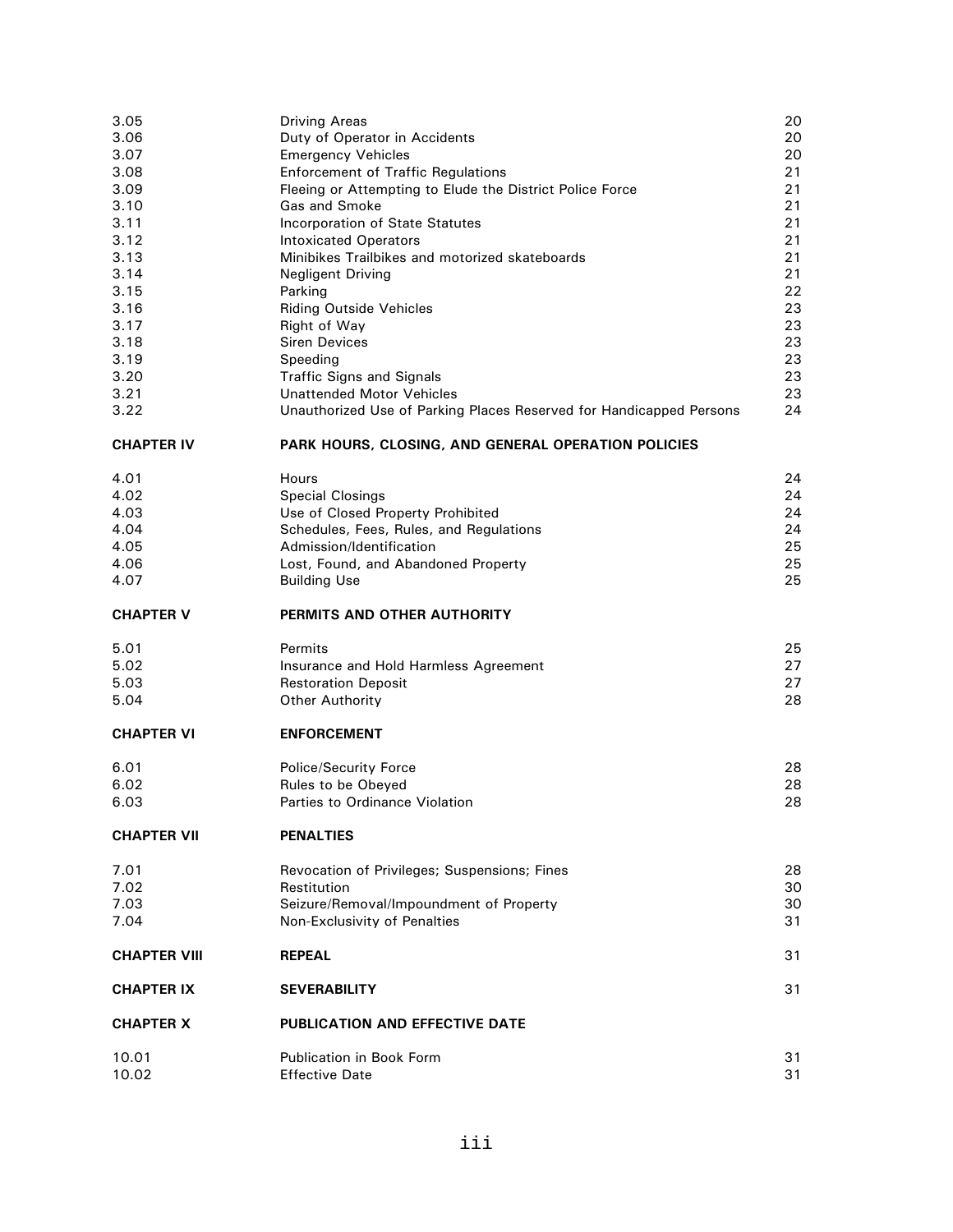| | | |
|---|---|---|
| 3.05 | Driving Areas | 20 |
| 3.06 | Duty of Operator in Accidents | 20 |
| 3.07 | Emergency Vehicles | 20 |
| 3.08 | Enforcement of Traffic Regulations | 21 |
| 3.09 | Fleeing or Attempting to Elude the District Police Force | 21 |
| 3.10 | Gas and Smoke | 21 |
| 3.11 | Incorporation of State Statutes | 21 |
| 3.12 | Intoxicated Operators | 21 |
| 3.13 | Minibikes Trailbikes and motorized skateboards | 21 |
| 3.14 | Negligent Driving | 21 |
| 3.15 | Parking | 22 |
| 3.16 | Riding Outside Vehicles | 23 |
| 3.17 | Right of Way | 23 |
| 3.18 | Siren Devices | 23 |
| 3.19 | Speeding | 23 |
| 3.20 | Traffic Signs and Signals | 23 |
| 3.21 | Unattended Motor Vehicles | 23 |
| 3.22 | Unauthorized Use of Parking Places Reserved for Handicapped Persons | 24 |
| **CHAPTER IV** | **PARK HOURS, CLOSING, AND GENERAL OPERATION POLICIES** | |
| 4.01 | Hours | 24 |
| 4.02 | Special Closings | 24 |
| 4.03 | Use of Closed Property Prohibited | 24 |
| 4.04 | Schedules, Fees, Rules, and Regulations | 24 |
| 4.05 | Admission/Identification | 25 |
| 4.06 | Lost, Found, and Abandoned Property | 25 |
| 4.07 | Building Use | 25 |
| **CHAPTER V** | **PERMITS AND OTHER AUTHORITY** | |
| 5.01 | Permits | 25 |
| 5.02 | Insurance and Hold Harmless Agreement | 27 |
| 5.03 | Restoration Deposit | 27 |
| 5.04 | Other Authority | 28 |
| **CHAPTER VI** | **ENFORCEMENT** | |
| 6.01 | Police/Security Force | 28 |
| 6.02 | Rules to be Obeyed | 28 |
| 6.03 | Parties to Ordinance Violation | 28 |
| **CHAPTER VII** | **PENALTIES** | |
| 7.01 | Revocation of Privileges; Suspensions; Fines | 28 |
| 7.02 | Restitution | 30 |
| 7.03 | Seizure/Removal/Impoundment of Property | 30 |
| 7.04 | Non-Exclusivity of Penalties | 31 |
| **CHAPTER VIII** | **REPEAL** | 31 |
| **CHAPTER IX** | **SEVERABILITY** | 31 |
| **CHAPTER X** | **PUBLICATION AND EFFECTIVE DATE** | |
| 10.01 | Publication in Book Form | 31 |
| 10.02 | Effective Date | 31 |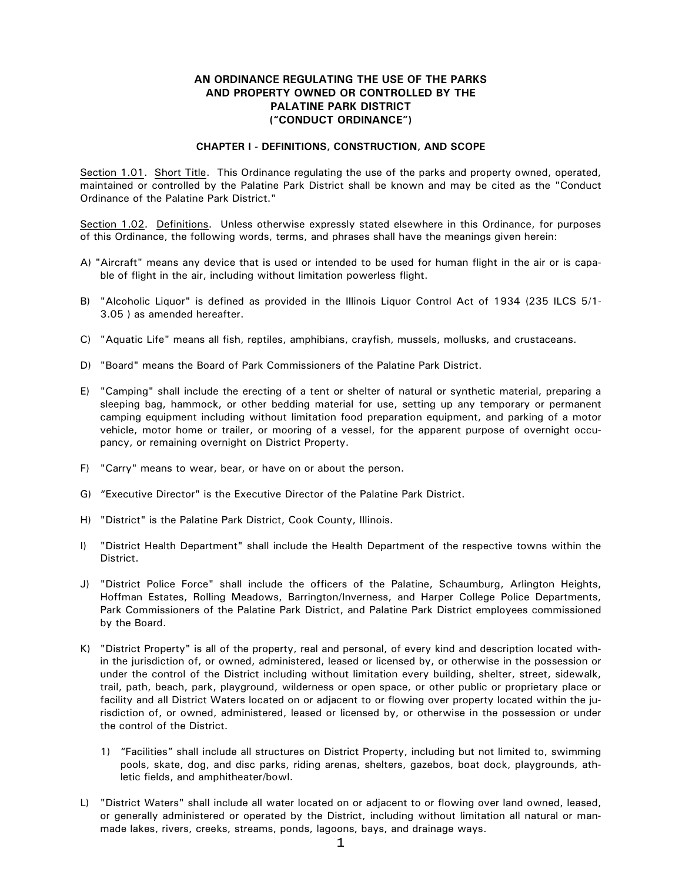**AN ORDINANCE REGULATING THE USE OF THE PARKS AND PROPERTY OWNED OR CONTROLLED BY THE PALATINE PARK DISTRICT ("CONDUCT ORDINANCE")**

**CHAPTER I - DEFINITIONS, CONSTRUCTION, AND SCOPE**

Section 1.01. Short Title. This Ordinance regulating the use of the parks and property owned, operated, maintained or controlled by the Palatine Park District shall be known and may be cited as the "Conduct Ordinance of the Palatine Park District."

Section 1.02. Definitions. Unless otherwise expressly stated elsewhere in this Ordinance, for purposes of this Ordinance, the following words, terms, and phrases shall have the meanings given herein:

A) "Aircraft" means any device that is used or intended to be used for human flight in the air or is capable of flight in the air, including without limitation powerless flight.

B) "Alcoholic Liquor" is defined as provided in the Illinois Liquor Control Act of 1934 (235 ILCS 5/1-3.05 ) as amended hereafter.

C) "Aquatic Life" means all fish, reptiles, amphibians, crayfish, mussels, mollusks, and crustaceans.

D) "Board" means the Board of Park Commissioners of the Palatine Park District.

E) "Camping" shall include the erecting of a tent or shelter of natural or synthetic material, preparing a sleeping bag, hammock, or other bedding material for use, setting up any temporary or permanent camping equipment including without limitation food preparation equipment, and parking of a motor vehicle, motor home or trailer, or mooring of a vessel, for the apparent purpose of overnight occupancy, or remaining overnight on District Property.

F) "Carry" means to wear, bear, or have on or about the person.

G) "Executive Director" is the Executive Director of the Palatine Park District.

H) "District" is the Palatine Park District, Cook County, Illinois.

I) "District Health Department" shall include the Health Department of the respective towns within the District.

J) "District Police Force" shall include the officers of the Palatine, Schaumburg, Arlington Heights, Hoffman Estates, Rolling Meadows, Barrington/Inverness, and Harper College Police Departments, Park Commissioners of the Palatine Park District, and Palatine Park District employees commissioned by the Board.

K) "District Property" is all of the property, real and personal, of every kind and description located within the jurisdiction of, or owned, administered, leased or licensed by, or otherwise in the possession or under the control of the District including without limitation every building, shelter, street, sidewalk, trail, path, beach, park, playground, wilderness or open space, or other public or proprietary place or facility and all District Waters located on or adjacent to or flowing over property located within the jurisdiction of, or owned, administered, leased or licensed by, or otherwise in the possession or under the control of the District.

   1) "Facilities" shall include all structures on District Property, including but not limited to, swimming pools, skate, dog, and disc parks, riding arenas, shelters, gazebos, boat dock, playgrounds, athletic fields, and amphitheater/bowl.

L) "District Waters" shall include all water located on or adjacent to or flowing over land owned, leased, or generally administered or operated by the District, including without limitation all natural or man-made lakes, rivers, creeks, streams, ponds, lagoons, bays, and drainage ways.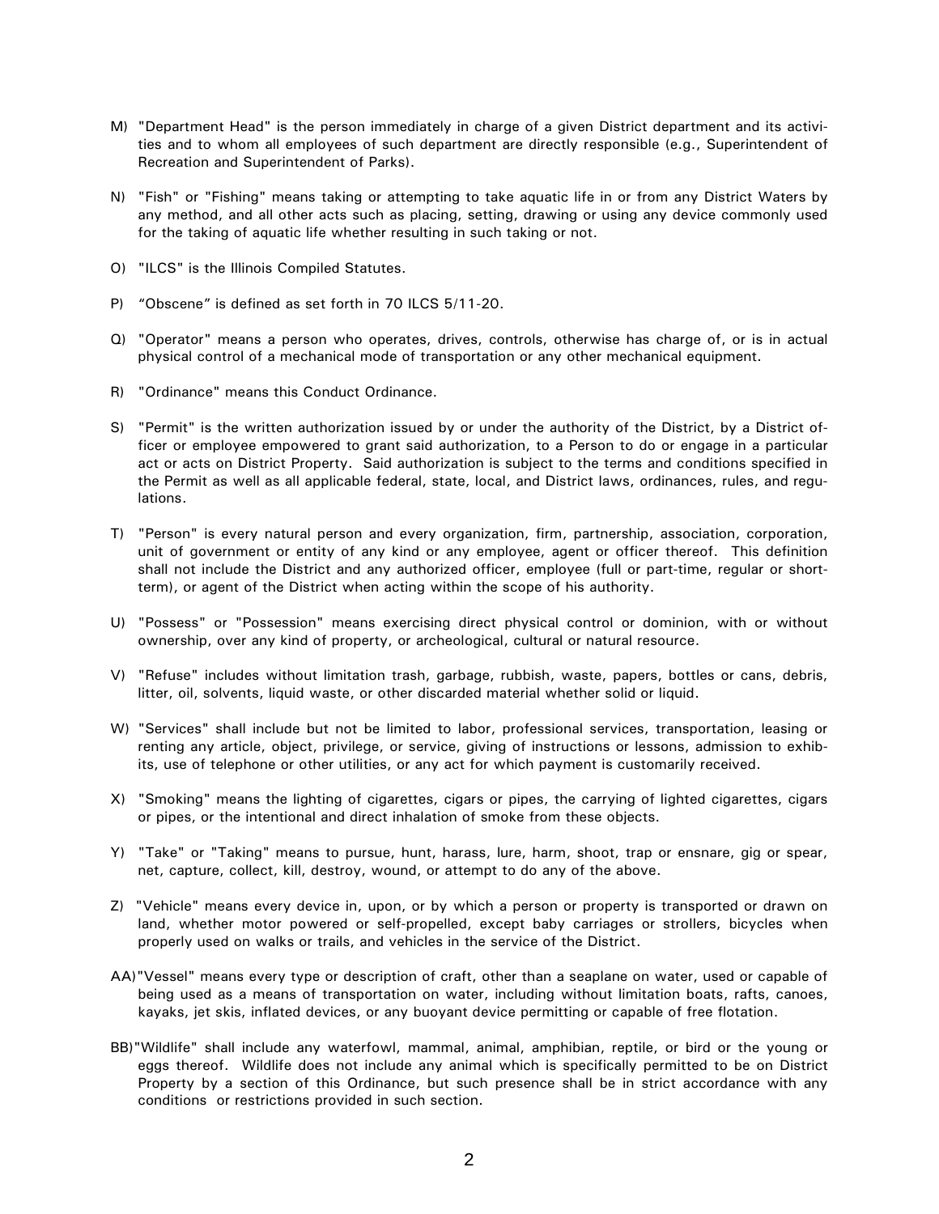M) "Department Head" is the person immediately in charge of a given District department and its activities and to whom all employees of such department are directly responsible (e.g., Superintendent of Recreation and Superintendent of Parks).

N) "Fish" or "Fishing" means taking or attempting to take aquatic life in or from any District Waters by any method, and all other acts such as placing, setting, drawing or using any device commonly used for the taking of aquatic life whether resulting in such taking or not.

O) "ILCS" is the Illinois Compiled Statutes.

P) "Obscene" is defined as set forth in 70 ILCS 5/11-20.

Q) "Operator" means a person who operates, drives, controls, otherwise has charge of, or is in actual physical control of a mechanical mode of transportation or any other mechanical equipment.

R) "Ordinance" means this Conduct Ordinance.

S) "Permit" is the written authorization issued by or under the authority of the District, by a District officer or employee empowered to grant said authorization, to a Person to do or engage in a particular act or acts on District Property. Said authorization is subject to the terms and conditions specified in the Permit as well as all applicable federal, state, local, and District laws, ordinances, rules, and regulations.

T) "Person" is every natural person and every organization, firm, partnership, association, corporation, unit of government or entity of any kind or any employee, agent or officer thereof. This definition shall not include the District and any authorized officer, employee (full or part-time, regular or short-term), or agent of the District when acting within the scope of his authority.

U) "Possess" or "Possession" means exercising direct physical control or dominion, with or without ownership, over any kind of property, or archeological, cultural or natural resource.

V) "Refuse" includes without limitation trash, garbage, rubbish, waste, papers, bottles or cans, debris, litter, oil, solvents, liquid waste, or other discarded material whether solid or liquid.

W) "Services" shall include but not be limited to labor, professional services, transportation, leasing or renting any article, object, privilege, or service, giving of instructions or lessons, admission to exhibits, use of telephone or other utilities, or any act for which payment is customarily received.

X) "Smoking" means the lighting of cigarettes, cigars or pipes, the carrying of lighted cigarettes, cigars or pipes, or the intentional and direct inhalation of smoke from these objects.

Y) "Take" or "Taking" means to pursue, hunt, harass, lure, harm, shoot, trap or ensnare, gig or spear, net, capture, collect, kill, destroy, wound, or attempt to do any of the above.

Z) "Vehicle" means every device in, upon, or by which a person or property is transported or drawn on land, whether motor powered or self-propelled, except baby carriages or strollers, bicycles when properly used on walks or trails, and vehicles in the service of the District.

AA) "Vessel" means every type or description of craft, other than a seaplane on water, used or capable of being used as a means of transportation on water, including without limitation boats, rafts, canoes, kayaks, jet skis, inflated devices, or any buoyant device permitting or capable of free flotation.

BB) "Wildlife" shall include any waterfowl, mammal, animal, amphibian, reptile, or bird or the young or eggs thereof. Wildlife does not include any animal which is specifically permitted to be on District Property by a section of this Ordinance, but such presence shall be in strict accordance with any conditions or restrictions provided in such section.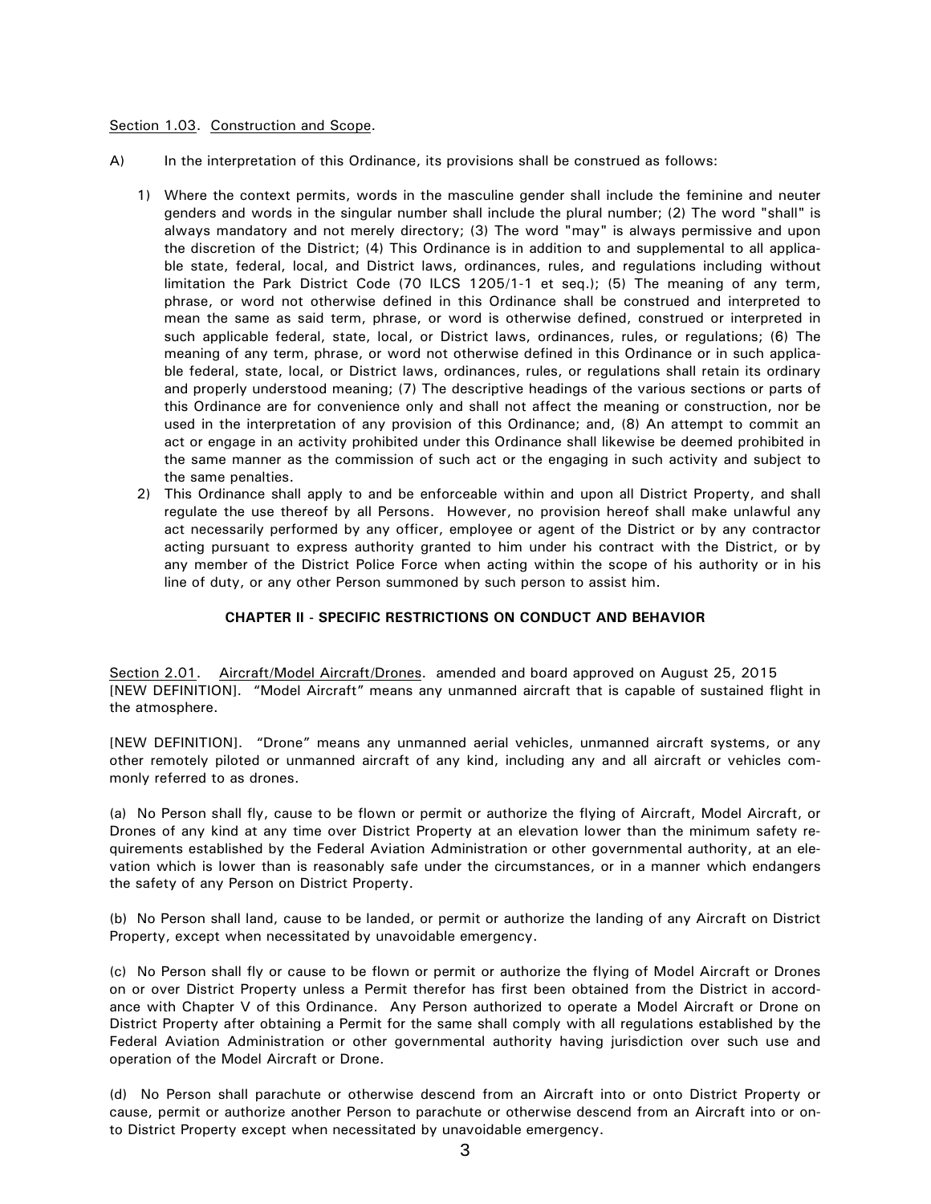Section 1.03. Construction and Scope.

A) In the interpretation of this Ordinance, its provisions shall be construed as follows:

1) Where the context permits, words in the masculine gender shall include the feminine and neuter genders and words in the singular number shall include the plural number; (2) The word "shall" is always mandatory and not merely directory; (3) The word "may" is always permissive and upon the discretion of the District; (4) This Ordinance is in addition to and supplemental to all applicable state, federal, local, and District laws, ordinances, rules, and regulations including without limitation the Park District Code (70 ILCS 1205/1-1 et seq.); (5) The meaning of any term, phrase, or word not otherwise defined in this Ordinance shall be construed and interpreted to mean the same as said term, phrase, or word is otherwise defined, construed or interpreted in such applicable federal, state, local, or District laws, ordinances, rules, or regulations; (6) The meaning of any term, phrase, or word not otherwise defined in this Ordinance or in such applicable federal, state, local, or District laws, ordinances, rules, or regulations shall retain its ordinary and properly understood meaning; (7) The descriptive headings of the various sections or parts of this Ordinance are for convenience only and shall not affect the meaning or construction, nor be used in the interpretation of any provision of this Ordinance; and, (8) An attempt to commit an act or engage in an activity prohibited under this Ordinance shall likewise be deemed prohibited in the same manner as the commission of such act or the engaging in such activity and subject to the same penalties.
2) This Ordinance shall apply to and be enforceable within and upon all District Property, and shall regulate the use thereof by all Persons. However, no provision hereof shall make unlawful any act necessarily performed by any officer, employee or agent of the District or by any contractor acting pursuant to express authority granted to him under his contract with the District, or by any member of the District Police Force when acting within the scope of his authority or in his line of duty, or any other Person summoned by such person to assist him.

## CHAPTER II - SPECIFIC RESTRICTIONS ON CONDUCT AND BEHAVIOR

Section 2.01. Aircraft/Model Aircraft/Drones. amended and board approved on August 25, 2015 [NEW DEFINITION]. "Model Aircraft" means any unmanned aircraft that is capable of sustained flight in the atmosphere.

[NEW DEFINITION]. "Drone" means any unmanned aerial vehicles, unmanned aircraft systems, or any other remotely piloted or unmanned aircraft of any kind, including any and all aircraft or vehicles commonly referred to as drones.

(a) No Person shall fly, cause to be flown or permit or authorize the flying of Aircraft, Model Aircraft, or Drones of any kind at any time over District Property at an elevation lower than the minimum safety requirements established by the Federal Aviation Administration or other governmental authority, at an elevation which is lower than is reasonably safe under the circumstances, or in a manner which endangers the safety of any Person on District Property.

(b) No Person shall land, cause to be landed, or permit or authorize the landing of any Aircraft on District Property, except when necessitated by unavoidable emergency.

(c) No Person shall fly or cause to be flown or permit or authorize the flying of Model Aircraft or Drones on or over District Property unless a Permit therefor has first been obtained from the District in accordance with Chapter V of this Ordinance. Any Person authorized to operate a Model Aircraft or Drone on District Property after obtaining a Permit for the same shall comply with all regulations established by the Federal Aviation Administration or other governmental authority having jurisdiction over such use and operation of the Model Aircraft or Drone.

(d) No Person shall parachute or otherwise descend from an Aircraft into or onto District Property or cause, permit or authorize another Person to parachute or otherwise descend from an Aircraft into or onto District Property except when necessitated by unavoidable emergency.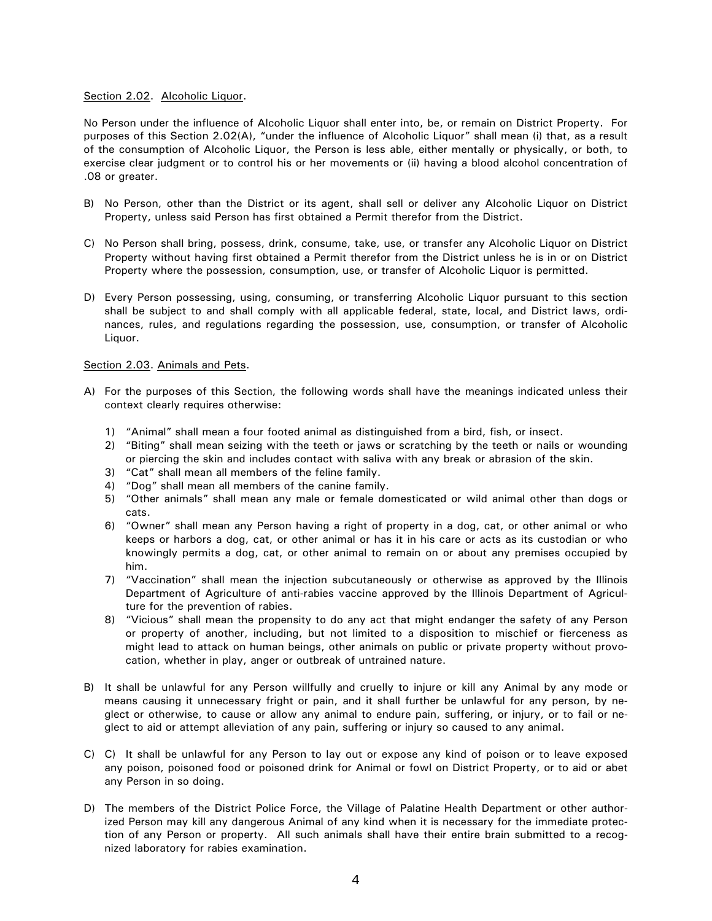Section 2.02. Alcoholic Liquor.

No Person under the influence of Alcoholic Liquor shall enter into, be, or remain on District Property. For purposes of this Section 2.02(A), "under the influence of Alcoholic Liquor" shall mean (i) that, as a result of the consumption of Alcoholic Liquor, the Person is less able, either mentally or physically, or both, to exercise clear judgment or to control his or her movements or (ii) having a blood alcohol concentration of .08 or greater.

B) No Person, other than the District or its agent, shall sell or deliver any Alcoholic Liquor on District Property, unless said Person has first obtained a Permit therefor from the District.

C) No Person shall bring, possess, drink, consume, take, use, or transfer any Alcoholic Liquor on District Property without having first obtained a Permit therefor from the District unless he is in or on District Property where the possession, consumption, use, or transfer of Alcoholic Liquor is permitted.

D) Every Person possessing, using, consuming, or transferring Alcoholic Liquor pursuant to this section shall be subject to and shall comply with all applicable federal, state, local, and District laws, ordinances, rules, and regulations regarding the possession, use, consumption, or transfer of Alcoholic Liquor.

Section 2.03. Animals and Pets.

A) For the purposes of this Section, the following words shall have the meanings indicated unless their context clearly requires otherwise:

   1) "Animal" shall mean a four footed animal as distinguished from a bird, fish, or insect.
   2) "Biting" shall mean seizing with the teeth or jaws or scratching by the teeth or nails or wounding or piercing the skin and includes contact with saliva with any break or abrasion of the skin.
   3) "Cat" shall mean all members of the feline family.
   4) "Dog" shall mean all members of the canine family.
   5) "Other animals" shall mean any male or female domesticated or wild animal other than dogs or cats.
   6) "Owner" shall mean any Person having a right of property in a dog, cat, or other animal or who keeps or harbors a dog, cat, or other animal or has it in his care or acts as its custodian or who knowingly permits a dog, cat, or other animal to remain on or about any premises occupied by him.
   7) "Vaccination" shall mean the injection subcutaneously or otherwise as approved by the Illinois Department of Agriculture of anti-rabies vaccine approved by the Illinois Department of Agriculture for the prevention of rabies.
   8) "Vicious" shall mean the propensity to do any act that might endanger the safety of any Person or property of another, including, but not limited to a disposition to mischief or fierceness as might lead to attack on human beings, other animals on public or private property without provocation, whether in play, anger or outbreak of untrained nature.

B) It shall be unlawful for any Person willfully and cruelly to injure or kill any Animal by any mode or means causing it unnecessary fright or pain, and it shall further be unlawful for any person, by neglect or otherwise, to cause or allow any animal to endure pain, suffering, or injury, or to fail or neglect to aid or attempt alleviation of any pain, suffering or injury so caused to any animal.

C) C) It shall be unlawful for any Person to lay out or expose any kind of poison or to leave exposed any poison, poisoned food or poisoned drink for Animal or fowl on District Property, or to aid or abet any Person in so doing.

D) The members of the District Police Force, the Village of Palatine Health Department or other authorized Person may kill any dangerous Animal of any kind when it is necessary for the immediate protection of any Person or property. All such animals shall have their entire brain submitted to a recognized laboratory for rabies examination.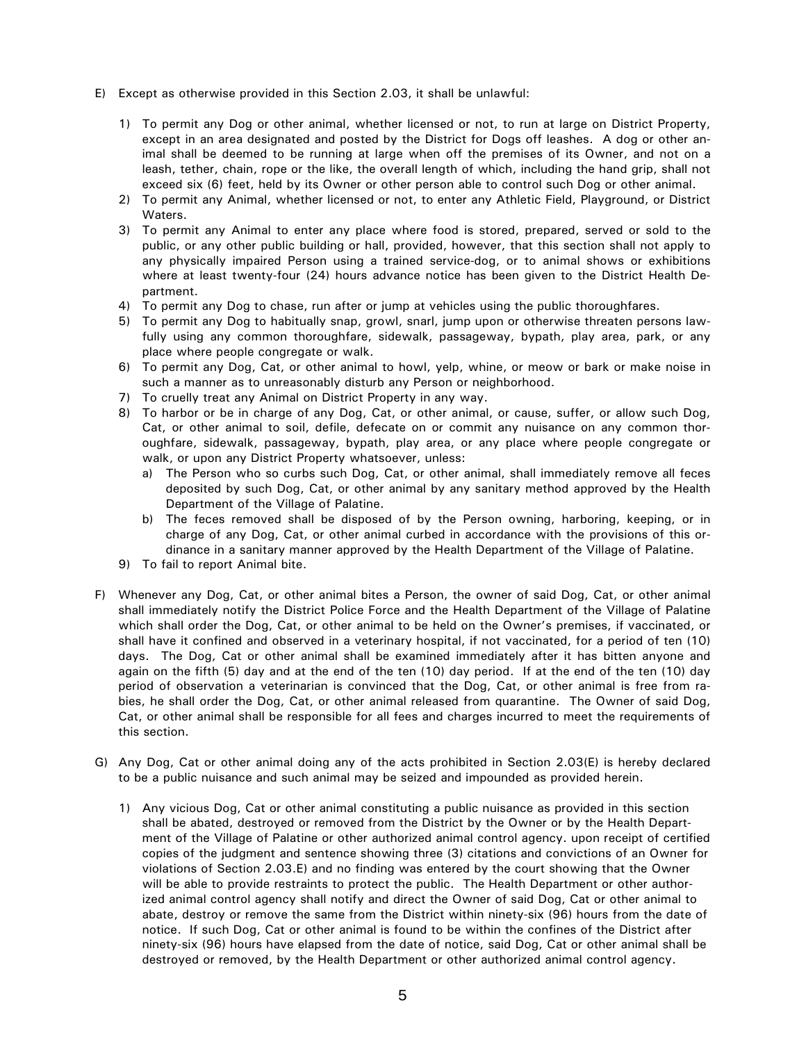E) Except as otherwise provided in this Section 2.03, it shall be unlawful:

   1) To permit any Dog or other animal, whether licensed or not, to run at large on District Property, except in an area designated and posted by the District for Dogs off leashes. A dog or other animal shall be deemed to be running at large when off the premises of its Owner, and not on a leash, tether, chain, rope or the like, the overall length of which, including the hand grip, shall not exceed six (6) feet, held by its Owner or other person able to control such Dog or other animal.
   2) To permit any Animal, whether licensed or not, to enter any Athletic Field, Playground, or District Waters.
   3) To permit any Animal to enter any place where food is stored, prepared, served or sold to the public, or any other public building or hall, provided, however, that this section shall not apply to any physically impaired Person using a trained service-dog, or to animal shows or exhibitions where at least twenty-four (24) hours advance notice has been given to the District Health Department.
   4) To permit any Dog to chase, run after or jump at vehicles using the public thoroughfares.
   5) To permit any Dog to habitually snap, growl, snarl, jump upon or otherwise threaten persons lawfully using any common thoroughfare, sidewalk, passageway, bypath, play area, park, or any place where people congregate or walk.
   6) To permit any Dog, Cat, or other animal to howl, yelp, whine, or meow or bark or make noise in such a manner as to unreasonably disturb any Person or neighborhood.
   7) To cruelly treat any Animal on District Property in any way.
   8) To harbor or be in charge of any Dog, Cat, or other animal, or cause, suffer, or allow such Dog, Cat, or other animal to soil, defile, defecate on or commit any nuisance on any common thoroughfare, sidewalk, passageway, bypath, play area, or any place where people congregate or walk, or upon any District Property whatsoever, unless:
      a) The Person who so curbs such Dog, Cat, or other animal, shall immediately remove all feces deposited by such Dog, Cat, or other animal by any sanitary method approved by the Health Department of the Village of Palatine.
      b) The feces removed shall be disposed of by the Person owning, harboring, keeping, or in charge of any Dog, Cat, or other animal curbed in accordance with the provisions of this ordinance in a sanitary manner approved by the Health Department of the Village of Palatine.
   9) To fail to report Animal bite.

F) Whenever any Dog, Cat, or other animal bites a Person, the owner of said Dog, Cat, or other animal shall immediately notify the District Police Force and the Health Department of the Village of Palatine which shall order the Dog, Cat, or other animal to be held on the Owner's premises, if vaccinated, or shall have it confined and observed in a veterinary hospital, if not vaccinated, for a period of ten (10) days. The Dog, Cat or other animal shall be examined immediately after it has bitten anyone and again on the fifth (5) day and at the end of the ten (10) day period. If at the end of the ten (10) day period of observation a veterinarian is convinced that the Dog, Cat, or other animal is free from rabies, he shall order the Dog, Cat, or other animal released from quarantine. The Owner of said Dog, Cat, or other animal shall be responsible for all fees and charges incurred to meet the requirements of this section.

G) Any Dog, Cat or other animal doing any of the acts prohibited in Section 2.03(E) is hereby declared to be a public nuisance and such animal may be seized and impounded as provided herein.

   1) Any vicious Dog, Cat or other animal constituting a public nuisance as provided in this section shall be abated, destroyed or removed from the District by the Owner or by the Health Department of the Village of Palatine or other authorized animal control agency. upon receipt of certified copies of the judgment and sentence showing three (3) citations and convictions of an Owner for violations of Section 2.03.E) and no finding was entered by the court showing that the Owner will be able to provide restraints to protect the public. The Health Department or other authorized animal control agency shall notify and direct the Owner of said Dog, Cat or other animal to abate, destroy or remove the same from the District within ninety-six (96) hours from the date of notice. If such Dog, Cat or other animal is found to be within the confines of the District after ninety-six (96) hours have elapsed from the date of notice, said Dog, Cat or other animal shall be destroyed or removed, by the Health Department or other authorized animal control agency.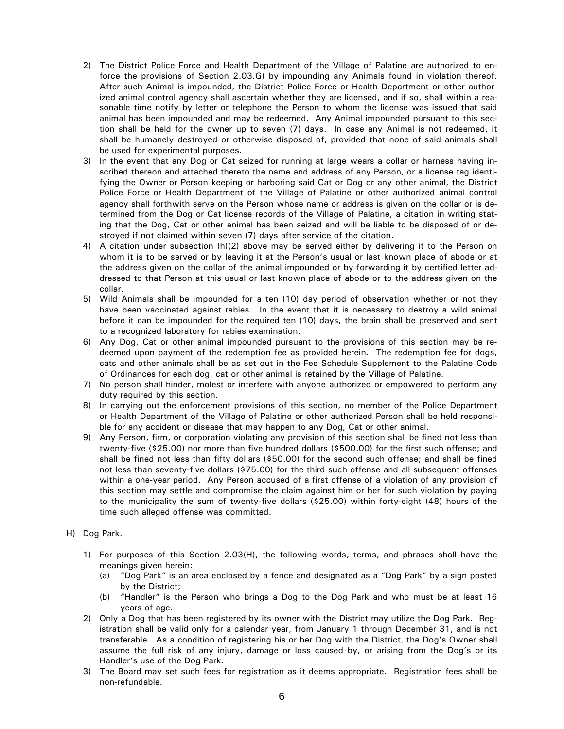2) The District Police Force and Health Department of the Village of Palatine are authorized to enforce the provisions of Section 2.03.G) by impounding any Animals found in violation thereof. After such Animal is impounded, the District Police Force or Health Department or other authorized animal control agency shall ascertain whether they are licensed, and if so, shall within a reasonable time notify by letter or telephone the Person to whom the license was issued that said animal has been impounded and may be redeemed. Any Animal impounded pursuant to this section shall be held for the owner up to seven (7) days. In case any Animal is not redeemed, it shall be humanely destroyed or otherwise disposed of, provided that none of said animals shall be used for experimental purposes.

3) In the event that any Dog or Cat seized for running at large wears a collar or harness having inscribed thereon and attached thereto the name and address of any Person, or a license tag identifying the Owner or Person keeping or harboring said Cat or Dog or any other animal, the District Police Force or Health Department of the Village of Palatine or other authorized animal control agency shall forthwith serve on the Person whose name or address is given on the collar or is determined from the Dog or Cat license records of the Village of Palatine, a citation in writing stating that the Dog, Cat or other animal has been seized and will be liable to be disposed of or destroyed if not claimed within seven (7) days after service of the citation.

4) A citation under subsection (h)(2) above may be served either by delivering it to the Person on whom it is to be served or by leaving it at the Person's usual or last known place of abode or at the address given on the collar of the animal impounded or by forwarding it by certified letter addressed to that Person at this usual or last known place of abode or to the address given on the collar.

5) Wild Animals shall be impounded for a ten (10) day period of observation whether or not they have been vaccinated against rabies. In the event that it is necessary to destroy a wild animal before it can be impounded for the required ten (10) days, the brain shall be preserved and sent to a recognized laboratory for rabies examination.

6) Any Dog, Cat or other animal impounded pursuant to the provisions of this section may be redeemed upon payment of the redemption fee as provided herein. The redemption fee for dogs, cats and other animals shall be as set out in the Fee Schedule Supplement to the Palatine Code of Ordinances for each dog, cat or other animal is retained by the Village of Palatine.

7) No person shall hinder, molest or interfere with anyone authorized or empowered to perform any duty required by this section.

8) In carrying out the enforcement provisions of this section, no member of the Police Department or Health Department of the Village of Palatine or other authorized Person shall be held responsible for any accident or disease that may happen to any Dog, Cat or other animal.

9) Any Person, firm, or corporation violating any provision of this section shall be fined not less than twenty-five ($25.00) nor more than five hundred dollars ($500.00) for the first such offense; and shall be fined not less than fifty dollars ($50.00) for the second such offense; and shall be fined not less than seventy-five dollars ($75.00) for the third such offense and all subsequent offenses within a one-year period. Any Person accused of a first offense of a violation of any provision of this section may settle and compromise the claim against him or her for such violation by paying to the municipality the sum of twenty-five dollars ($25.00) within forty-eight (48) hours of the time such alleged offense was committed.

H) Dog Park.

1) For purposes of this Section 2.03(H), the following words, terms, and phrases shall have the meanings given herein:
   (a) "Dog Park" is an area enclosed by a fence and designated as a "Dog Park" by a sign posted by the District;
   (b) "Handler" is the Person who brings a Dog to the Dog Park and who must be at least 16 years of age.

2) Only a Dog that has been registered by its owner with the District may utilize the Dog Park. Registration shall be valid only for a calendar year, from January 1 through December 31, and is not transferable. As a condition of registering his or her Dog with the District, the Dog's Owner shall assume the full risk of any injury, damage or loss caused by, or arising from the Dog's or its Handler's use of the Dog Park.

3) The Board may set such fees for registration as it deems appropriate. Registration fees shall be non-refundable.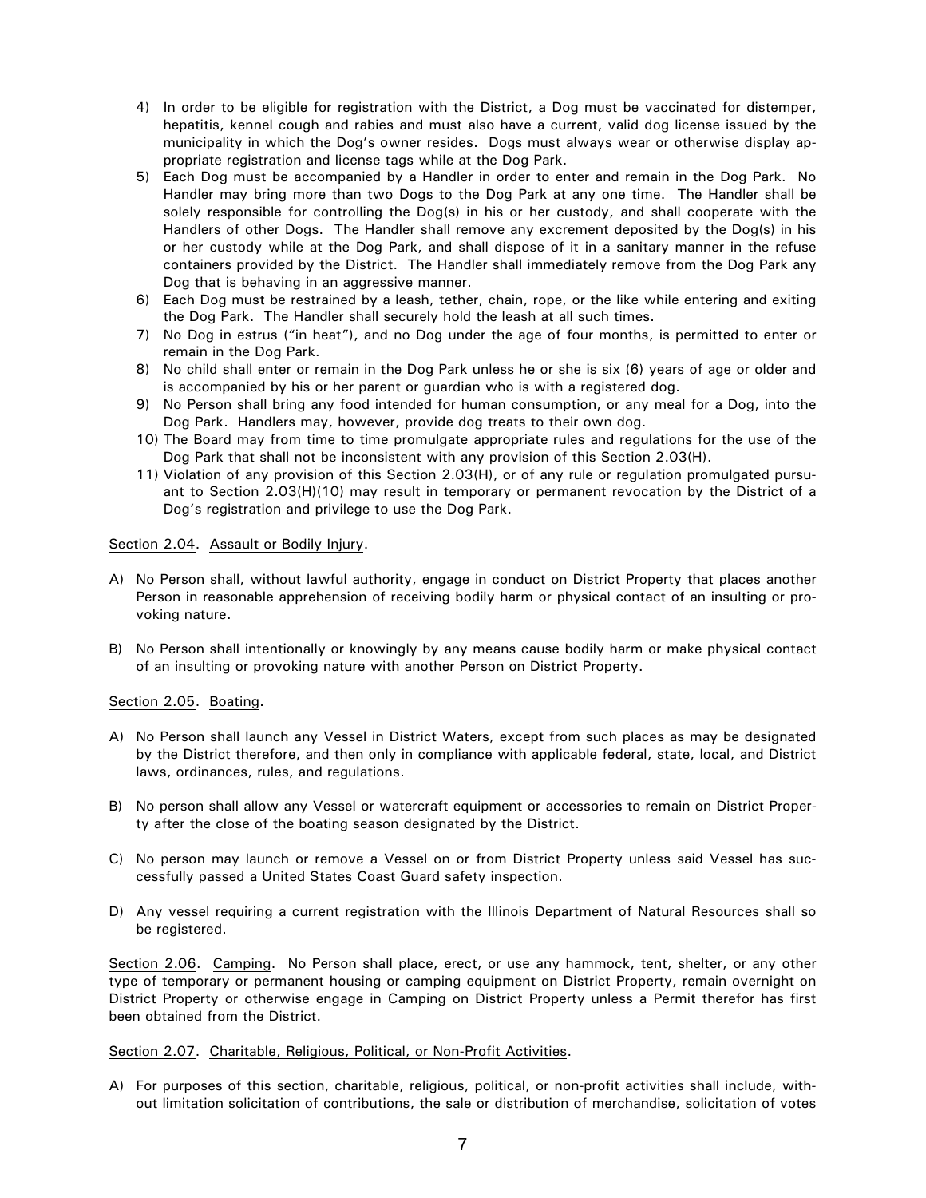4) In order to be eligible for registration with the District, a Dog must be vaccinated for distemper, hepatitis, kennel cough and rabies and must also have a current, valid dog license issued by the municipality in which the Dog's owner resides. Dogs must always wear or otherwise display appropriate registration and license tags while at the Dog Park.
5) Each Dog must be accompanied by a Handler in order to enter and remain in the Dog Park. No Handler may bring more than two Dogs to the Dog Park at any one time. The Handler shall be solely responsible for controlling the Dog(s) in his or her custody, and shall cooperate with the Handlers of other Dogs. The Handler shall remove any excrement deposited by the Dog(s) in his or her custody while at the Dog Park, and shall dispose of it in a sanitary manner in the refuse containers provided by the District. The Handler shall immediately remove from the Dog Park any Dog that is behaving in an aggressive manner.
6) Each Dog must be restrained by a leash, tether, chain, rope, or the like while entering and exiting the Dog Park. The Handler shall securely hold the leash at all such times.
7) No Dog in estrus ("in heat"), and no Dog under the age of four months, is permitted to enter or remain in the Dog Park.
8) No child shall enter or remain in the Dog Park unless he or she is six (6) years of age or older and is accompanied by his or her parent or guardian who is with a registered dog.
9) No Person shall bring any food intended for human consumption, or any meal for a Dog, into the Dog Park. Handlers may, however, provide dog treats to their own dog.
10) The Board may from time to time promulgate appropriate rules and regulations for the use of the Dog Park that shall not be inconsistent with any provision of this Section 2.03(H).
11) Violation of any provision of this Section 2.03(H), or of any rule or regulation promulgated pursuant to Section 2.03(H)(10) may result in temporary or permanent revocation by the District of a Dog's registration and privilege to use the Dog Park.

Section 2.04. Assault or Bodily Injury.

A) No Person shall, without lawful authority, engage in conduct on District Property that places another Person in reasonable apprehension of receiving bodily harm or physical contact of an insulting or provoking nature.

B) No Person shall intentionally or knowingly by any means cause bodily harm or make physical contact of an insulting or provoking nature with another Person on District Property.

Section 2.05. Boating.

A) No Person shall launch any Vessel in District Waters, except from such places as may be designated by the District therefore, and then only in compliance with applicable federal, state, local, and District laws, ordinances, rules, and regulations.

B) No person shall allow any Vessel or watercraft equipment or accessories to remain on District Property after the close of the boating season designated by the District.

C) No person may launch or remove a Vessel on or from District Property unless said Vessel has successfully passed a United States Coast Guard safety inspection.

D) Any vessel requiring a current registration with the Illinois Department of Natural Resources shall so be registered.

Section 2.06. Camping. No Person shall place, erect, or use any hammock, tent, shelter, or any other type of temporary or permanent housing or camping equipment on District Property, remain overnight on District Property or otherwise engage in Camping on District Property unless a Permit therefor has first been obtained from the District.

Section 2.07. Charitable, Religious, Political, or Non-Profit Activities.

A) For purposes of this section, charitable, religious, political, or non-profit activities shall include, without limitation solicitation of contributions, the sale or distribution of merchandise, solicitation of votes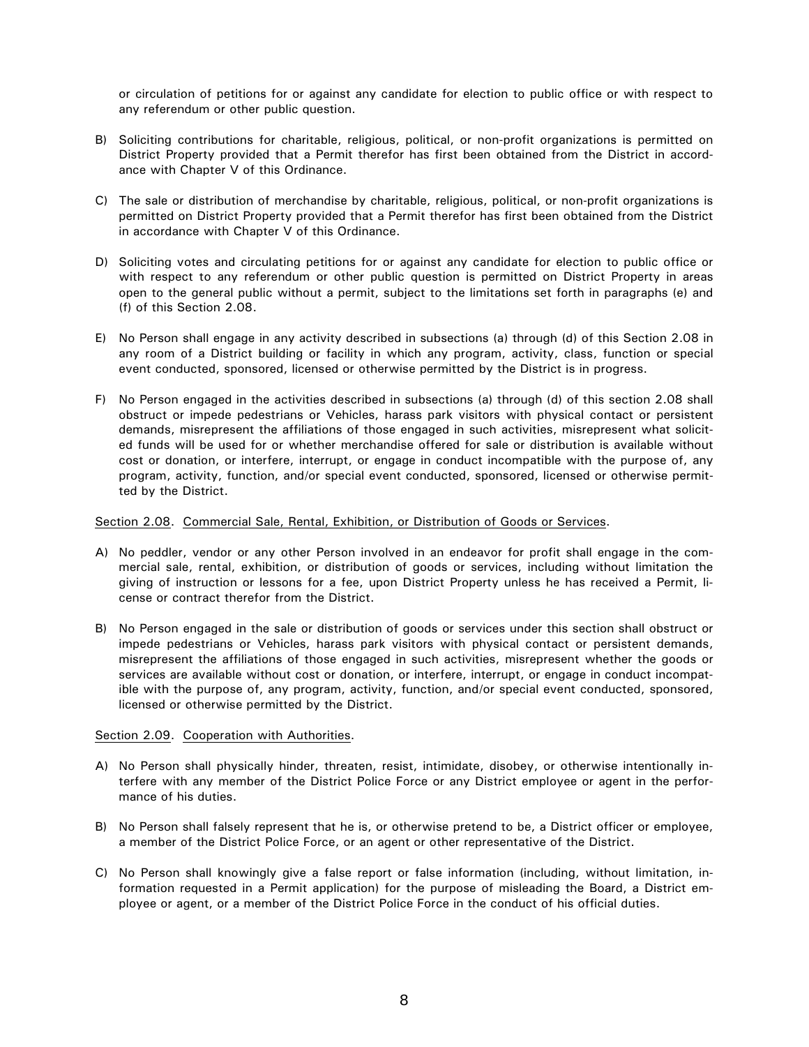or circulation of petitions for or against any candidate for election to public office or with respect to any referendum or other public question.

B) Soliciting contributions for charitable, religious, political, or non-profit organizations is permitted on District Property provided that a Permit therefor has first been obtained from the District in accordance with Chapter V of this Ordinance.

C) The sale or distribution of merchandise by charitable, religious, political, or non-profit organizations is permitted on District Property provided that a Permit therefor has first been obtained from the District in accordance with Chapter V of this Ordinance.

D) Soliciting votes and circulating petitions for or against any candidate for election to public office or with respect to any referendum or other public question is permitted on District Property in areas open to the general public without a permit, subject to the limitations set forth in paragraphs (e) and (f) of this Section 2.08.

E) No Person shall engage in any activity described in subsections (a) through (d) of this Section 2.08 in any room of a District building or facility in which any program, activity, class, function or special event conducted, sponsored, licensed or otherwise permitted by the District is in progress.

F) No Person engaged in the activities described in subsections (a) through (d) of this section 2.08 shall obstruct or impede pedestrians or Vehicles, harass park visitors with physical contact or persistent demands, misrepresent the affiliations of those engaged in such activities, misrepresent what solicited funds will be used for or whether merchandise offered for sale or distribution is available without cost or donation, or interfere, interrupt, or engage in conduct incompatible with the purpose of, any program, activity, function, and/or special event conducted, sponsored, licensed or otherwise permitted by the District.

Section 2.08. Commercial Sale, Rental, Exhibition, or Distribution of Goods or Services.

A) No peddler, vendor or any other Person involved in an endeavor for profit shall engage in the commercial sale, rental, exhibition, or distribution of goods or services, including without limitation the giving of instruction or lessons for a fee, upon District Property unless he has received a Permit, license or contract therefor from the District.

B) No Person engaged in the sale or distribution of goods or services under this section shall obstruct or impede pedestrians or Vehicles, harass park visitors with physical contact or persistent demands, misrepresent the affiliations of those engaged in such activities, misrepresent whether the goods or services are available without cost or donation, or interfere, interrupt, or engage in conduct incompatible with the purpose of, any program, activity, function, and/or special event conducted, sponsored, licensed or otherwise permitted by the District.

Section 2.09. Cooperation with Authorities.

A) No Person shall physically hinder, threaten, resist, intimidate, disobey, or otherwise intentionally interfere with any member of the District Police Force or any District employee or agent in the performance of his duties.

B) No Person shall falsely represent that he is, or otherwise pretend to be, a District officer or employee, a member of the District Police Force, or an agent or other representative of the District.

C) No Person shall knowingly give a false report or false information (including, without limitation, information requested in a Permit application) for the purpose of misleading the Board, a District employee or agent, or a member of the District Police Force in the conduct of his official duties.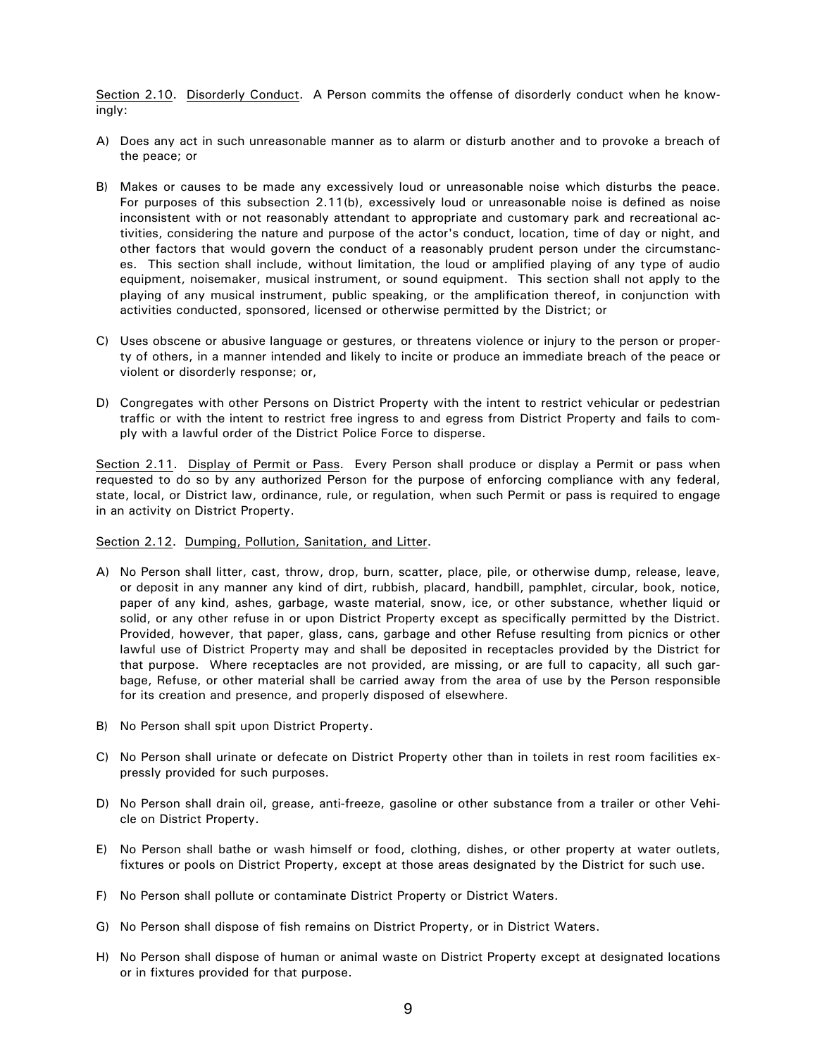Section 2.10. Disorderly Conduct. A Person commits the offense of disorderly conduct when he knowingly:

A) Does any act in such unreasonable manner as to alarm or disturb another and to provoke a breach of the peace; or

B) Makes or causes to be made any excessively loud or unreasonable noise which disturbs the peace. For purposes of this subsection 2.11(b), excessively loud or unreasonable noise is defined as noise inconsistent with or not reasonably attendant to appropriate and customary park and recreational activities, considering the nature and purpose of the actor's conduct, location, time of day or night, and other factors that would govern the conduct of a reasonably prudent person under the circumstances. This section shall include, without limitation, the loud or amplified playing of any type of audio equipment, noisemaker, musical instrument, or sound equipment. This section shall not apply to the playing of any musical instrument, public speaking, or the amplification thereof, in conjunction with activities conducted, sponsored, licensed or otherwise permitted by the District; or

C) Uses obscene or abusive language or gestures, or threatens violence or injury to the person or property of others, in a manner intended and likely to incite or produce an immediate breach of the peace or violent or disorderly response; or,

D) Congregates with other Persons on District Property with the intent to restrict vehicular or pedestrian traffic or with the intent to restrict free ingress to and egress from District Property and fails to comply with a lawful order of the District Police Force to disperse.

Section 2.11. Display of Permit or Pass. Every Person shall produce or display a Permit or pass when requested to do so by any authorized Person for the purpose of enforcing compliance with any federal, state, local, or District law, ordinance, rule, or regulation, when such Permit or pass is required to engage in an activity on District Property.

Section 2.12. Dumping, Pollution, Sanitation, and Litter.

A) No Person shall litter, cast, throw, drop, burn, scatter, place, pile, or otherwise dump, release, leave, or deposit in any manner any kind of dirt, rubbish, placard, handbill, pamphlet, circular, book, notice, paper of any kind, ashes, garbage, waste material, snow, ice, or other substance, whether liquid or solid, or any other refuse in or upon District Property except as specifically permitted by the District. Provided, however, that paper, glass, cans, garbage and other Refuse resulting from picnics or other lawful use of District Property may and shall be deposited in receptacles provided by the District for that purpose. Where receptacles are not provided, are missing, or are full to capacity, all such garbage, Refuse, or other material shall be carried away from the area of use by the Person responsible for its creation and presence, and properly disposed of elsewhere.

B) No Person shall spit upon District Property.

C) No Person shall urinate or defecate on District Property other than in toilets in rest room facilities expressly provided for such purposes.

D) No Person shall drain oil, grease, anti-freeze, gasoline or other substance from a trailer or other Vehicle on District Property.

E) No Person shall bathe or wash himself or food, clothing, dishes, or other property at water outlets, fixtures or pools on District Property, except at those areas designated by the District for such use.

F) No Person shall pollute or contaminate District Property or District Waters.

G) No Person shall dispose of fish remains on District Property, or in District Waters.

H) No Person shall dispose of human or animal waste on District Property except at designated locations or in fixtures provided for that purpose.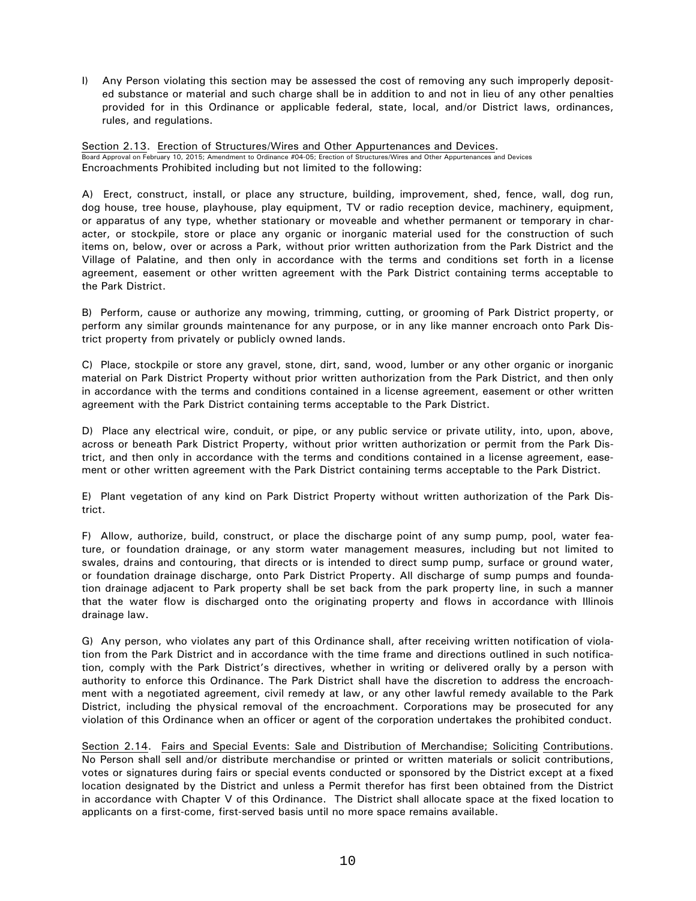I) Any Person violating this section may be assessed the cost of removing any such improperly deposited substance or material and such charge shall be in addition to and not in lieu of any other penalties provided for in this Ordinance or applicable federal, state, local, and/or District laws, ordinances, rules, and regulations.

Section 2.13. Erection of Structures/Wires and Other Appurtenances and Devices.
Board Approval on February 10, 2015; Amendment to Ordinance #04-05; Erection of Structures/Wires and Other Appurtenances and Devices
Encroachments Prohibited including but not limited to the following:

A) Erect, construct, install, or place any structure, building, improvement, shed, fence, wall, dog run, dog house, tree house, playhouse, play equipment, TV or radio reception device, machinery, equipment, or apparatus of any type, whether stationary or moveable and whether permanent or temporary in character, or stockpile, store or place any organic or inorganic material used for the construction of such items on, below, over or across a Park, without prior written authorization from the Park District and the Village of Palatine, and then only in accordance with the terms and conditions set forth in a license agreement, easement or other written agreement with the Park District containing terms acceptable to the Park District.

B) Perform, cause or authorize any mowing, trimming, cutting, or grooming of Park District property, or perform any similar grounds maintenance for any purpose, or in any like manner encroach onto Park District property from privately or publicly owned lands.

C) Place, stockpile or store any gravel, stone, dirt, sand, wood, lumber or any other organic or inorganic material on Park District Property without prior written authorization from the Park District, and then only in accordance with the terms and conditions contained in a license agreement, easement or other written agreement with the Park District containing terms acceptable to the Park District.

D) Place any electrical wire, conduit, or pipe, or any public service or private utility, into, upon, above, across or beneath Park District Property, without prior written authorization or permit from the Park District, and then only in accordance with the terms and conditions contained in a license agreement, easement or other written agreement with the Park District containing terms acceptable to the Park District.

E) Plant vegetation of any kind on Park District Property without written authorization of the Park District.

F) Allow, authorize, build, construct, or place the discharge point of any sump pump, pool, water feature, or foundation drainage, or any storm water management measures, including but not limited to swales, drains and contouring, that directs or is intended to direct sump pump, surface or ground water, or foundation drainage discharge, onto Park District Property. All discharge of sump pumps and foundation drainage adjacent to Park property shall be set back from the park property line, in such a manner that the water flow is discharged onto the originating property and flows in accordance with Illinois drainage law.

G) Any person, who violates any part of this Ordinance shall, after receiving written notification of violation from the Park District and in accordance with the time frame and directions outlined in such notification, comply with the Park District's directives, whether in writing or delivered orally by a person with authority to enforce this Ordinance. The Park District shall have the discretion to address the encroachment with a negotiated agreement, civil remedy at law, or any other lawful remedy available to the Park District, including the physical removal of the encroachment. Corporations may be prosecuted for any violation of this Ordinance when an officer or agent of the corporation undertakes the prohibited conduct.

Section 2.14. Fairs and Special Events: Sale and Distribution of Merchandise; Soliciting Contributions. No Person shall sell and/or distribute merchandise or printed or written materials or solicit contributions, votes or signatures during fairs or special events conducted or sponsored by the District except at a fixed location designated by the District and unless a Permit therefor has first been obtained from the District in accordance with Chapter V of this Ordinance. The District shall allocate space at the fixed location to applicants on a first-come, first-served basis until no more space remains available.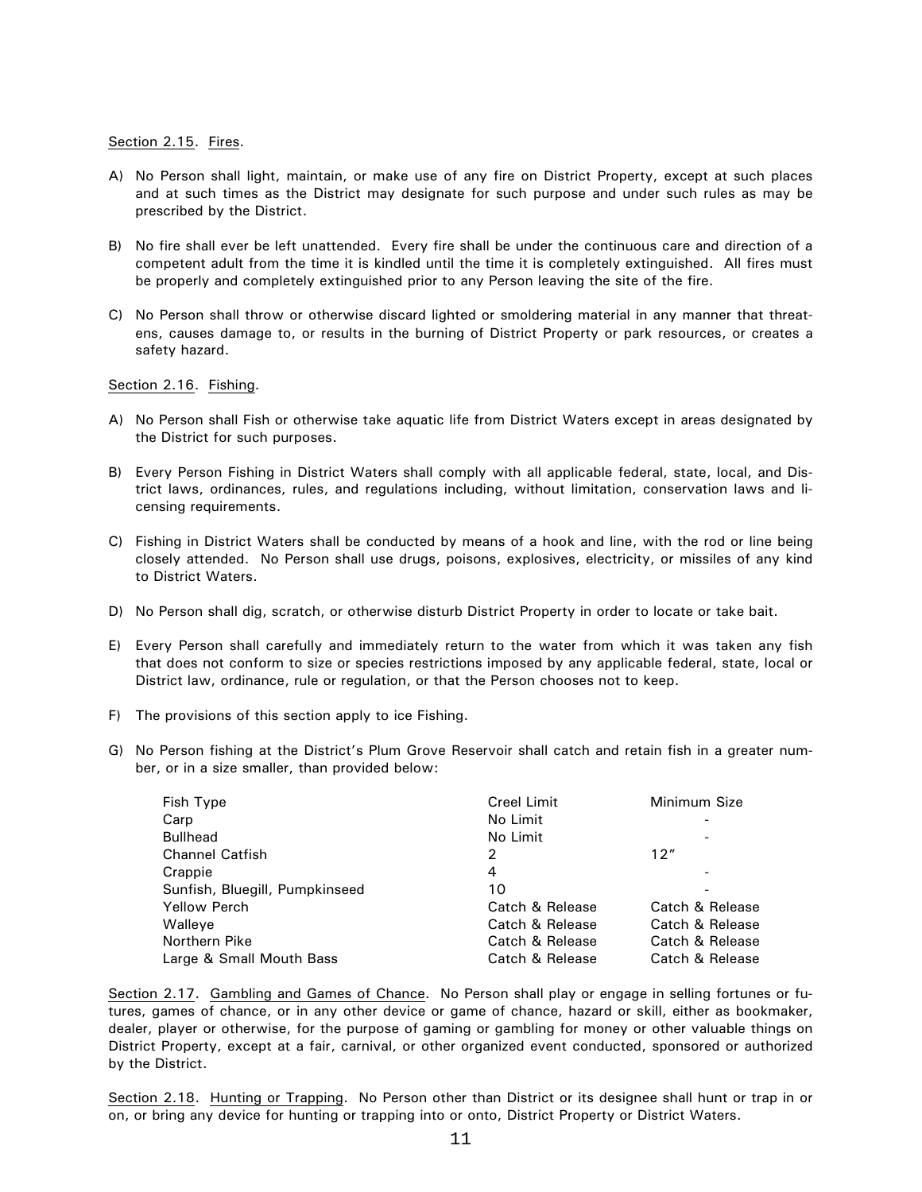Section 2.15. Fires.

A) No Person shall light, maintain, or make use of any fire on District Property, except at such places and at such times as the District may designate for such purpose and under such rules as may be prescribed by the District.

B) No fire shall ever be left unattended. Every fire shall be under the continuous care and direction of a competent adult from the time it is kindled until the time it is completely extinguished. All fires must be properly and completely extinguished prior to any Person leaving the site of the fire.

C) No Person shall throw or otherwise discard lighted or smoldering material in any manner that threatens, causes damage to, or results in the burning of District Property or park resources, or creates a safety hazard.

Section 2.16. Fishing.

A) No Person shall Fish or otherwise take aquatic life from District Waters except in areas designated by the District for such purposes.

B) Every Person Fishing in District Waters shall comply with all applicable federal, state, local, and District laws, ordinances, rules, and regulations including, without limitation, conservation laws and licensing requirements.

C) Fishing in District Waters shall be conducted by means of a hook and line, with the rod or line being closely attended. No Person shall use drugs, poisons, explosives, electricity, or missiles of any kind to District Waters.

D) No Person shall dig, scratch, or otherwise disturb District Property in order to locate or take bait.

E) Every Person shall carefully and immediately return to the water from which it was taken any fish that does not conform to size or species restrictions imposed by any applicable federal, state, local or District law, ordinance, rule or regulation, or that the Person chooses not to keep.

F) The provisions of this section apply to ice Fishing.

G) No Person fishing at the District's Plum Grove Reservoir shall catch and retain fish in a greater number, or in a size smaller, than provided below:

| Fish Type | Creel Limit | Minimum Size |
|---|---|---|
| Carp | No Limit | - |
| Bullhead | No Limit | - |
| Channel Catfish | 2 | 12" |
| Crappie | 4 | - |
| Sunfish, Bluegill, Pumpkinseed | 10 | - |
| Yellow Perch | Catch & Release | Catch & Release |
| Walleye | Catch & Release | Catch & Release |
| Northern Pike | Catch & Release | Catch & Release |
| Large & Small Mouth Bass | Catch & Release | Catch & Release |

Section 2.17. Gambling and Games of Chance. No Person shall play or engage in selling fortunes or futures, games of chance, or in any other device or game of chance, hazard or skill, either as bookmaker, dealer, player or otherwise, for the purpose of gaming or gambling for money or other valuable things on District Property, except at a fair, carnival, or other organized event conducted, sponsored or authorized by the District.

Section 2.18. Hunting or Trapping. No Person other than District or its designee shall hunt or trap in or on, or bring any device for hunting or trapping into or onto, District Property or District Waters.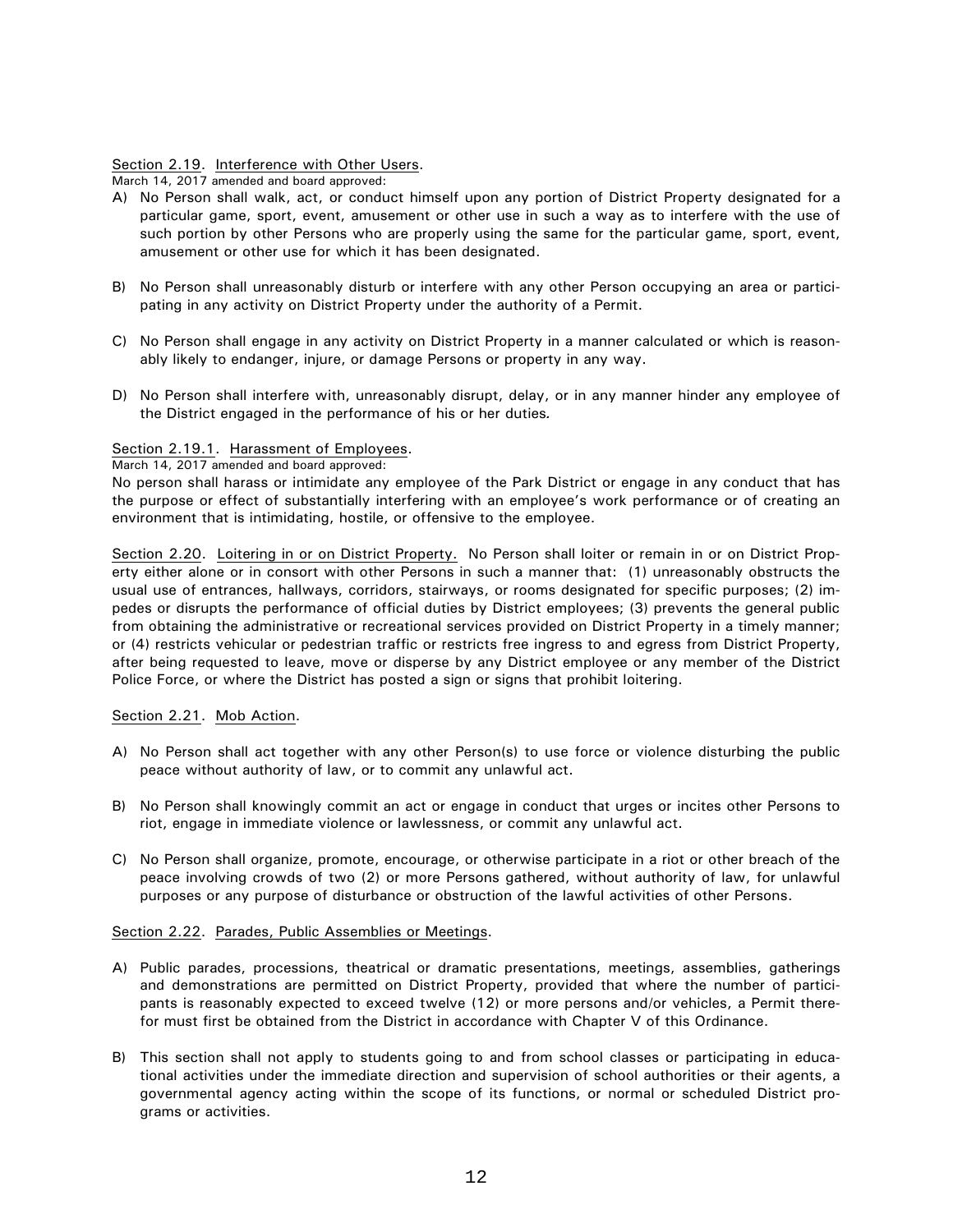<u>Section 2.19</u>. <u>Interference with Other Users</u>.

March 14, 2017 amended and board approved:

A) No Person shall walk, act, or conduct himself upon any portion of District Property designated for a particular game, sport, event, amusement or other use in such a way as to interfere with the use of such portion by other Persons who are properly using the same for the particular game, sport, event, amusement or other use for which it has been designated.

B) No Person shall unreasonably disturb or interfere with any other Person occupying an area or participating in any activity on District Property under the authority of a Permit.

C) No Person shall engage in any activity on District Property in a manner calculated or which is reasonably likely to endanger, injure, or damage Persons or property in any way.

D) No Person shall interfere with, unreasonably disrupt, delay, or in any manner hinder any employee of the District engaged in the performance of his or her duties*.*

<u>Section 2.19.1</u>. <u>Harassment of Employees</u>.

March 14, 2017 amended and board approved:

No person shall harass or intimidate any employee of the Park District or engage in any conduct that has the purpose or effect of substantially interfering with an employee's work performance or of creating an environment that is intimidating, hostile, or offensive to the employee.

<u>Section 2.20</u>. <u>Loitering in or on District Property.</u> No Person shall loiter or remain in or on District Property either alone or in consort with other Persons in such a manner that: (1) unreasonably obstructs the usual use of entrances, hallways, corridors, stairways, or rooms designated for specific purposes; (2) impedes or disrupts the performance of official duties by District employees; (3) prevents the general public from obtaining the administrative or recreational services provided on District Property in a timely manner; or (4) restricts vehicular or pedestrian traffic or restricts free ingress to and egress from District Property, after being requested to leave, move or disperse by any District employee or any member of the District Police Force, or where the District has posted a sign or signs that prohibit loitering.

<u>Section 2.21</u>. <u>Mob Action</u>.

A) No Person shall act together with any other Person(s) to use force or violence disturbing the public peace without authority of law, or to commit any unlawful act.

B) No Person shall knowingly commit an act or engage in conduct that urges or incites other Persons to riot, engage in immediate violence or lawlessness, or commit any unlawful act.

C) No Person shall organize, promote, encourage, or otherwise participate in a riot or other breach of the peace involving crowds of two (2) or more Persons gathered, without authority of law, for unlawful purposes or any purpose of disturbance or obstruction of the lawful activities of other Persons.

<u>Section 2.22</u>. <u>Parades, Public Assemblies or Meetings</u>.

A) Public parades, processions, theatrical or dramatic presentations, meetings, assemblies, gatherings and demonstrations are permitted on District Property, provided that where the number of participants is reasonably expected to exceed twelve (12) or more persons and/or vehicles, a Permit therefor must first be obtained from the District in accordance with Chapter V of this Ordinance.

B) This section shall not apply to students going to and from school classes or participating in educational activities under the immediate direction and supervision of school authorities or their agents, a governmental agency acting within the scope of its functions, or normal or scheduled District programs or activities.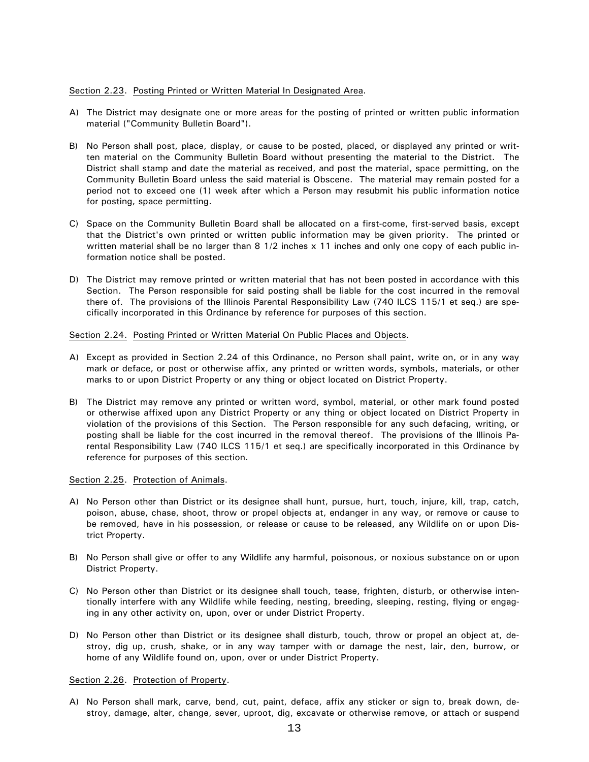<u>Section 2.23</u>. <u>Posting Printed or Written Material In Designated Area</u>.

A) The District may designate one or more areas for the posting of printed or written public information material ("Community Bulletin Board").

B) No Person shall post, place, display, or cause to be posted, placed, or displayed any printed or written material on the Community Bulletin Board without presenting the material to the District. The District shall stamp and date the material as received, and post the material, space permitting, on the Community Bulletin Board unless the said material is Obscene. The material may remain posted for a period not to exceed one (1) week after which a Person may resubmit his public information notice for posting, space permitting.

C) Space on the Community Bulletin Board shall be allocated on a first-come, first-served basis, except that the District's own printed or written public information may be given priority. The printed or written material shall be no larger than 8 1/2 inches x 11 inches and only one copy of each public information notice shall be posted.

D) The District may remove printed or written material that has not been posted in accordance with this Section. The Person responsible for said posting shall be liable for the cost incurred in the removal there of. The provisions of the Illinois Parental Responsibility Law (740 ILCS 115/1 et seq.) are specifically incorporated in this Ordinance by reference for purposes of this section.

<u>Section 2.24</u>. <u>Posting Printed or Written Material On Public Places and Objects</u>.

A) Except as provided in Section 2.24 of this Ordinance, no Person shall paint, write on, or in any way mark or deface, or post or otherwise affix, any printed or written words, symbols, materials, or other marks to or upon District Property or any thing or object located on District Property.

B) The District may remove any printed or written word, symbol, material, or other mark found posted or otherwise affixed upon any District Property or any thing or object located on District Property in violation of the provisions of this Section. The Person responsible for any such defacing, writing, or posting shall be liable for the cost incurred in the removal thereof. The provisions of the Illinois Parental Responsibility Law (740 ILCS 115/1 et seq.) are specifically incorporated in this Ordinance by reference for purposes of this section.

<u>Section 2.25</u>. <u>Protection of Animals</u>.

A) No Person other than District or its designee shall hunt, pursue, hurt, touch, injure, kill, trap, catch, poison, abuse, chase, shoot, throw or propel objects at, endanger in any way, or remove or cause to be removed, have in his possession, or release or cause to be released, any Wildlife on or upon District Property.

B) No Person shall give or offer to any Wildlife any harmful, poisonous, or noxious substance on or upon District Property.

C) No Person other than District or its designee shall touch, tease, frighten, disturb, or otherwise intentionally interfere with any Wildlife while feeding, nesting, breeding, sleeping, resting, flying or engaging in any other activity on, upon, over or under District Property.

D) No Person other than District or its designee shall disturb, touch, throw or propel an object at, destroy, dig up, crush, shake, or in any way tamper with or damage the nest, lair, den, burrow, or home of any Wildlife found on, upon, over or under District Property.

<u>Section 2.26</u>. <u>Protection of Property</u>.

A) No Person shall mark, carve, bend, cut, paint, deface, affix any sticker or sign to, break down, destroy, damage, alter, change, sever, uproot, dig, excavate or otherwise remove, or attach or suspend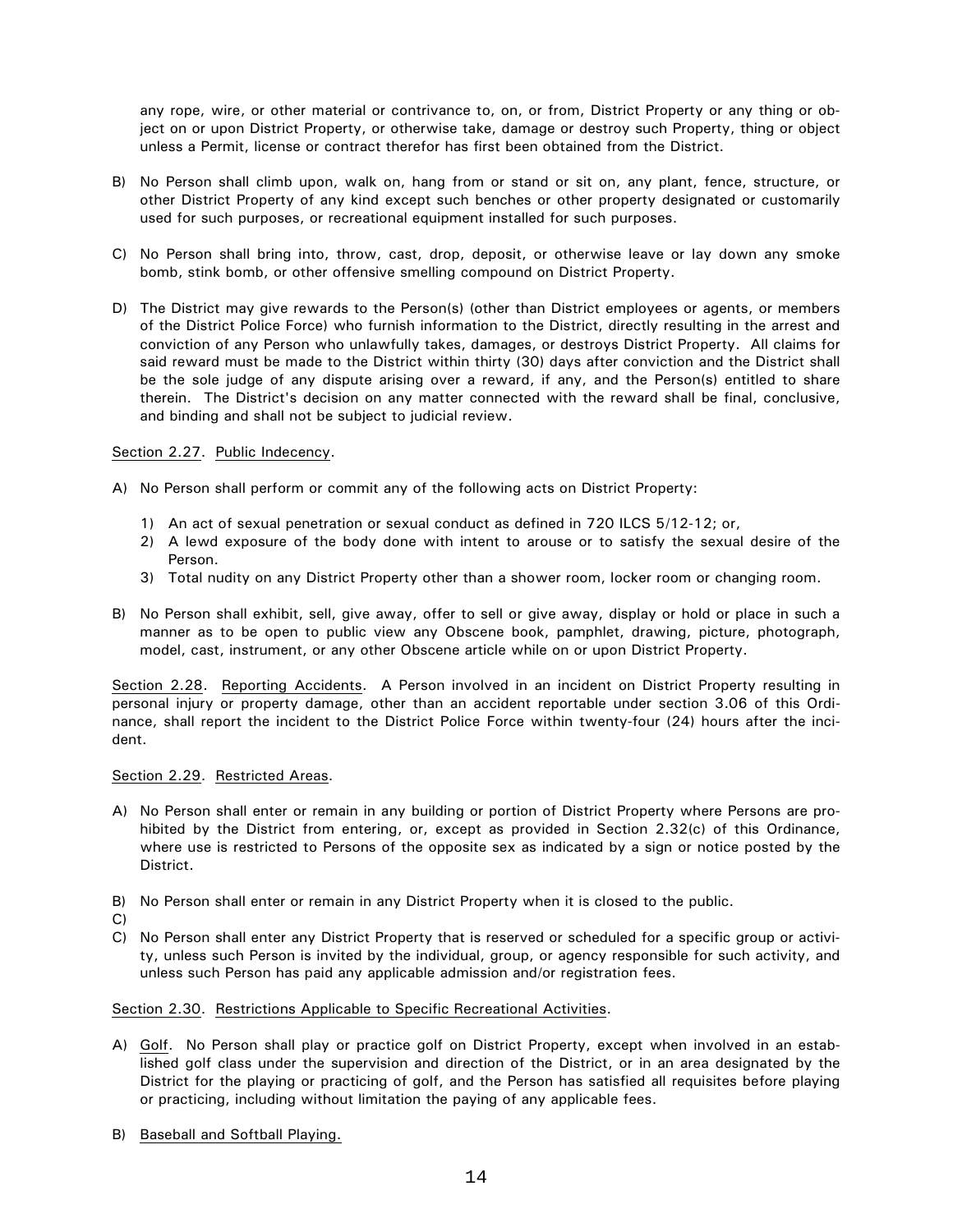any rope, wire, or other material or contrivance to, on, or from, District Property or any thing or object on or upon District Property, or otherwise take, damage or destroy such Property, thing or object unless a Permit, license or contract therefor has first been obtained from the District.

B) No Person shall climb upon, walk on, hang from or stand or sit on, any plant, fence, structure, or other District Property of any kind except such benches or other property designated or customarily used for such purposes, or recreational equipment installed for such purposes.

C) No Person shall bring into, throw, cast, drop, deposit, or otherwise leave or lay down any smoke bomb, stink bomb, or other offensive smelling compound on District Property.

D) The District may give rewards to the Person(s) (other than District employees or agents, or members of the District Police Force) who furnish information to the District, directly resulting in the arrest and conviction of any Person who unlawfully takes, damages, or destroys District Property. All claims for said reward must be made to the District within thirty (30) days after conviction and the District shall be the sole judge of any dispute arising over a reward, if any, and the Person(s) entitled to share therein. The District's decision on any matter connected with the reward shall be final, conclusive, and binding and shall not be subject to judicial review.

Section 2.27. Public Indecency.

A) No Person shall perform or commit any of the following acts on District Property:

   1) An act of sexual penetration or sexual conduct as defined in 720 ILCS 5/12-12; or,
   2) A lewd exposure of the body done with intent to arouse or to satisfy the sexual desire of the Person.
   3) Total nudity on any District Property other than a shower room, locker room or changing room.

B) No Person shall exhibit, sell, give away, offer to sell or give away, display or hold or place in such a manner as to be open to public view any Obscene book, pamphlet, drawing, picture, photograph, model, cast, instrument, or any other Obscene article while on or upon District Property.

Section 2.28. Reporting Accidents. A Person involved in an incident on District Property resulting in personal injury or property damage, other than an accident reportable under section 3.06 of this Ordinance, shall report the incident to the District Police Force within twenty-four (24) hours after the incident.

Section 2.29. Restricted Areas.

A) No Person shall enter or remain in any building or portion of District Property where Persons are prohibited by the District from entering, or, except as provided in Section 2.32(c) of this Ordinance, where use is restricted to Persons of the opposite sex as indicated by a sign or notice posted by the District.

B) No Person shall enter or remain in any District Property when it is closed to the public.

C)

C) No Person shall enter any District Property that is reserved or scheduled for a specific group or activity, unless such Person is invited by the individual, group, or agency responsible for such activity, and unless such Person has paid any applicable admission and/or registration fees.

Section 2.30. Restrictions Applicable to Specific Recreational Activities.

A) Golf. No Person shall play or practice golf on District Property, except when involved in an established golf class under the supervision and direction of the District, or in an area designated by the District for the playing or practicing of golf, and the Person has satisfied all requisites before playing or practicing, including without limitation the paying of any applicable fees.

B) Baseball and Softball Playing.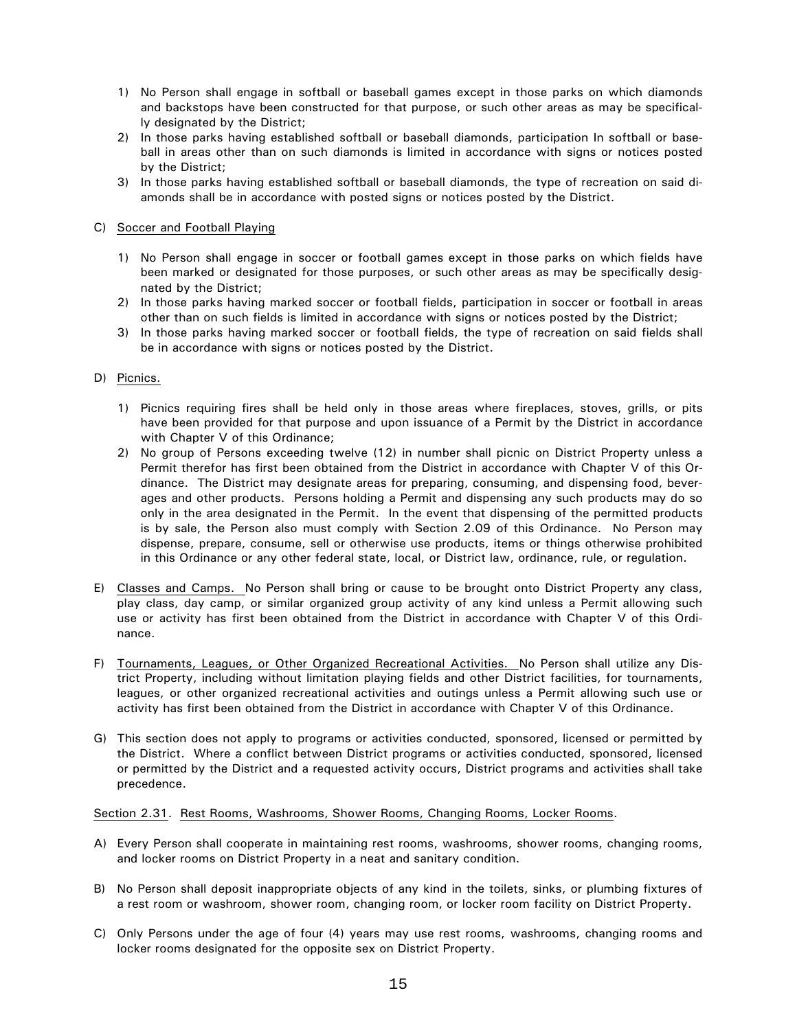1) No Person shall engage in softball or baseball games except in those parks on which diamonds and backstops have been constructed for that purpose, or such other areas as may be specifically designated by the District;
2) In those parks having established softball or baseball diamonds, participation In softball or baseball in areas other than on such diamonds is limited in accordance with signs or notices posted by the District;
3) In those parks having established softball or baseball diamonds, the type of recreation on said diamonds shall be in accordance with posted signs or notices posted by the District.

C) <u>Soccer and Football Playing</u>

1) No Person shall engage in soccer or football games except in those parks on which fields have been marked or designated for those purposes, or such other areas as may be specifically designated by the District;
2) In those parks having marked soccer or football fields, participation in soccer or football in areas other than on such fields is limited in accordance with signs or notices posted by the District;
3) In those parks having marked soccer or football fields, the type of recreation on said fields shall be in accordance with signs or notices posted by the District.

D) <u>Picnics.</u>

1) Picnics requiring fires shall be held only in those areas where fireplaces, stoves, grills, or pits have been provided for that purpose and upon issuance of a Permit by the District in accordance with Chapter V of this Ordinance;
2) No group of Persons exceeding twelve (12) in number shall picnic on District Property unless a Permit therefor has first been obtained from the District in accordance with Chapter V of this Ordinance. The District may designate areas for preparing, consuming, and dispensing food, beverages and other products. Persons holding a Permit and dispensing any such products may do so only in the area designated in the Permit. In the event that dispensing of the permitted products is by sale, the Person also must comply with Section 2.09 of this Ordinance. No Person may dispense, prepare, consume, sell or otherwise use products, items or things otherwise prohibited in this Ordinance or any other federal state, local, or District law, ordinance, rule, or regulation.

E) <u>Classes and Camps.</u> No Person shall bring or cause to be brought onto District Property any class, play class, day camp, or similar organized group activity of any kind unless a Permit allowing such use or activity has first been obtained from the District in accordance with Chapter V of this Ordinance.

F) <u>Tournaments, Leagues, or Other Organized Recreational Activities.</u> No Person shall utilize any District Property, including without limitation playing fields and other District facilities, for tournaments, leagues, or other organized recreational activities and outings unless a Permit allowing such use or activity has first been obtained from the District in accordance with Chapter V of this Ordinance.

G) This section does not apply to programs or activities conducted, sponsored, licensed or permitted by the District. Where a conflict between District programs or activities conducted, sponsored, licensed or permitted by the District and a requested activity occurs, District programs and activities shall take precedence.

<u>Section 2.31</u>. <u>Rest Rooms, Washrooms, Shower Rooms, Changing Rooms, Locker Rooms</u>.

A) Every Person shall cooperate in maintaining rest rooms, washrooms, shower rooms, changing rooms, and locker rooms on District Property in a neat and sanitary condition.

B) No Person shall deposit inappropriate objects of any kind in the toilets, sinks, or plumbing fixtures of a rest room or washroom, shower room, changing room, or locker room facility on District Property.

C) Only Persons under the age of four (4) years may use rest rooms, washrooms, changing rooms and locker rooms designated for the opposite sex on District Property.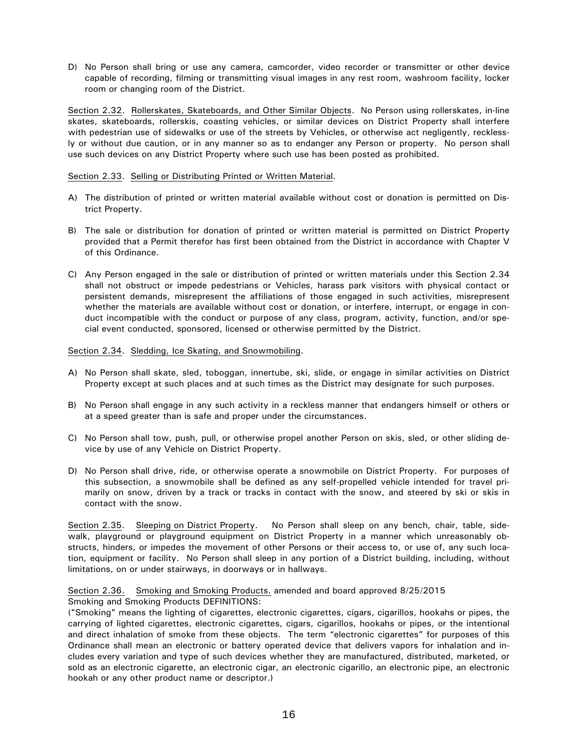D) No Person shall bring or use any camera, camcorder, video recorder or transmitter or other device capable of recording, filming or transmitting visual images in any rest room, washroom facility, locker room or changing room of the District.

Section 2.32. Rollerskates, Skateboards, and Other Similar Objects. No Person using rollerskates, in-line skates, skateboards, rollerskis, coasting vehicles, or similar devices on District Property shall interfere with pedestrian use of sidewalks or use of the streets by Vehicles, or otherwise act negligently, recklessly or without due caution, or in any manner so as to endanger any Person or property. No person shall use such devices on any District Property where such use has been posted as prohibited.

Section 2.33. Selling or Distributing Printed or Written Material.

A) The distribution of printed or written material available without cost or donation is permitted on District Property.

B) The sale or distribution for donation of printed or written material is permitted on District Property provided that a Permit therefor has first been obtained from the District in accordance with Chapter V of this Ordinance.

C) Any Person engaged in the sale or distribution of printed or written materials under this Section 2.34 shall not obstruct or impede pedestrians or Vehicles, harass park visitors with physical contact or persistent demands, misrepresent the affiliations of those engaged in such activities, misrepresent whether the materials are available without cost or donation, or interfere, interrupt, or engage in conduct incompatible with the conduct or purpose of any class, program, activity, function, and/or special event conducted, sponsored, licensed or otherwise permitted by the District.

Section 2.34. Sledding, Ice Skating, and Snowmobiling.

A) No Person shall skate, sled, toboggan, innertube, ski, slide, or engage in similar activities on District Property except at such places and at such times as the District may designate for such purposes.

B) No Person shall engage in any such activity in a reckless manner that endangers himself or others or at a speed greater than is safe and proper under the circumstances.

C) No Person shall tow, push, pull, or otherwise propel another Person on skis, sled, or other sliding device by use of any Vehicle on District Property.

D) No Person shall drive, ride, or otherwise operate a snowmobile on District Property. For purposes of this subsection, a snowmobile shall be defined as any self-propelled vehicle intended for travel primarily on snow, driven by a track or tracks in contact with the snow, and steered by ski or skis in contact with the snow.

Section 2.35. Sleeping on District Property. No Person shall sleep on any bench, chair, table, sidewalk, playground or playground equipment on District Property in a manner which unreasonably obstructs, hinders, or impedes the movement of other Persons or their access to, or use of, any such location, equipment or facility. No Person shall sleep in any portion of a District building, including, without limitations, on or under stairways, in doorways or in hallways.

Section 2.36. Smoking and Smoking Products. amended and board approved 8/25/2015
Smoking and Smoking Products DEFINITIONS:
("Smoking" means the lighting of cigarettes, electronic cigarettes, cigars, cigarillos, hookahs or pipes, the carrying of lighted cigarettes, electronic cigarettes, cigars, cigarillos, hookahs or pipes, or the intentional and direct inhalation of smoke from these objects. The term "electronic cigarettes" for purposes of this Ordinance shall mean an electronic or battery operated device that delivers vapors for inhalation and includes every variation and type of such devices whether they are manufactured, distributed, marketed, or sold as an electronic cigarette, an electronic cigar, an electronic cigarillo, an electronic pipe, an electronic hookah or any other product name or descriptor.)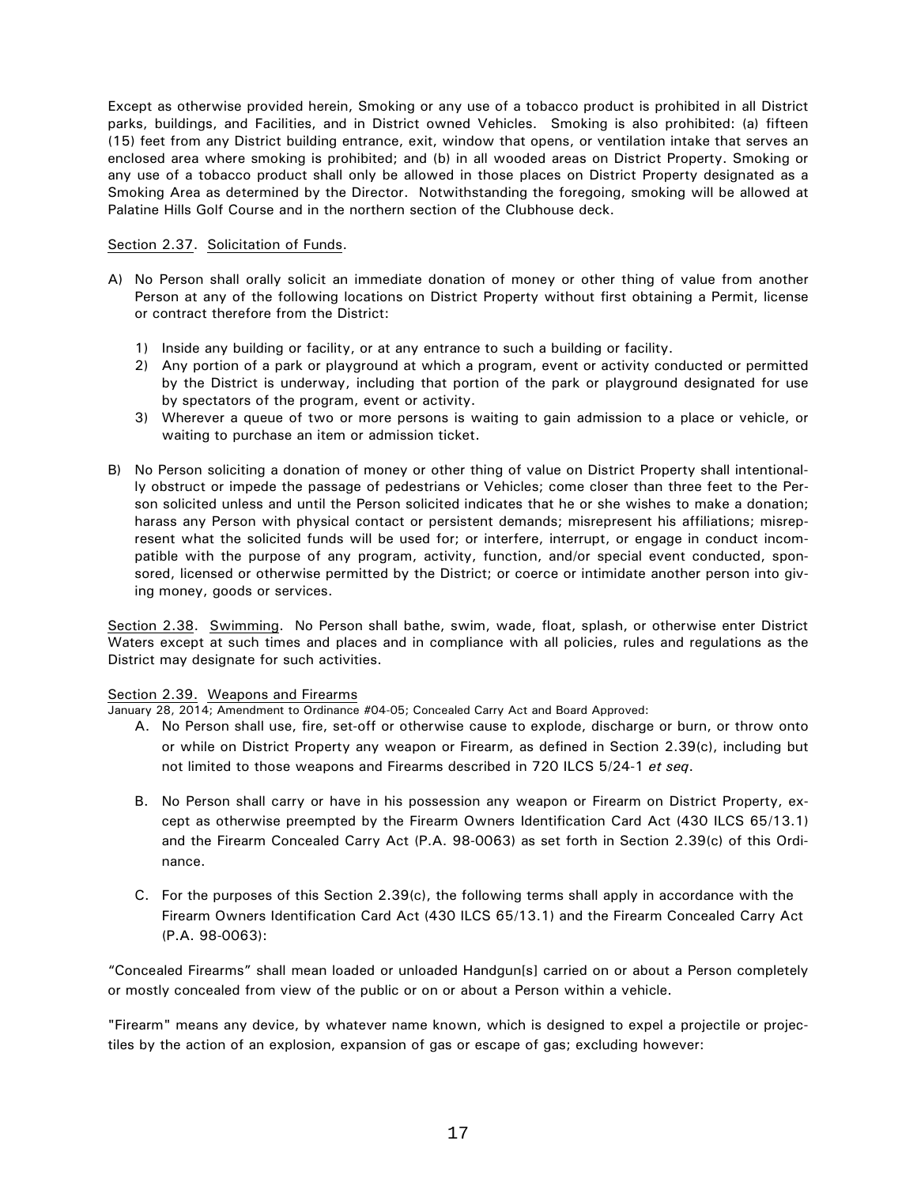Except as otherwise provided herein, Smoking or any use of a tobacco product is prohibited in all District parks, buildings, and Facilities, and in District owned Vehicles. Smoking is also prohibited: (a) fifteen (15) feet from any District building entrance, exit, window that opens, or ventilation intake that serves an enclosed area where smoking is prohibited; and (b) in all wooded areas on District Property. Smoking or any use of a tobacco product shall only be allowed in those places on District Property designated as a Smoking Area as determined by the Director. Notwithstanding the foregoing, smoking will be allowed at Palatine Hills Golf Course and in the northern section of the Clubhouse deck.

Section 2.37. Solicitation of Funds.

A) No Person shall orally solicit an immediate donation of money or other thing of value from another Person at any of the following locations on District Property without first obtaining a Permit, license or contract therefore from the District:

   1) Inside any building or facility, or at any entrance to such a building or facility.
   2) Any portion of a park or playground at which a program, event or activity conducted or permitted by the District is underway, including that portion of the park or playground designated for use by spectators of the program, event or activity.
   3) Wherever a queue of two or more persons is waiting to gain admission to a place or vehicle, or waiting to purchase an item or admission ticket.

B) No Person soliciting a donation of money or other thing of value on District Property shall intentionally obstruct or impede the passage of pedestrians or Vehicles; come closer than three feet to the Person solicited unless and until the Person solicited indicates that he or she wishes to make a donation; harass any Person with physical contact or persistent demands; misrepresent his affiliations; misrepresent what the solicited funds will be used for; or interfere, interrupt, or engage in conduct incompatible with the purpose of any program, activity, function, and/or special event conducted, sponsored, licensed or otherwise permitted by the District; or coerce or intimidate another person into giving money, goods or services.

Section 2.38. Swimming. No Person shall bathe, swim, wade, float, splash, or otherwise enter District Waters except at such times and places and in compliance with all policies, rules and regulations as the District may designate for such activities.

Section 2.39. Weapons and Firearms
January 28, 2014; Amendment to Ordinance #04-05; Concealed Carry Act and Board Approved:

A. No Person shall use, fire, set-off or otherwise cause to explode, discharge or burn, or throw onto or while on District Property any weapon or Firearm, as defined in Section 2.39(c), including but not limited to those weapons and Firearms described in 720 ILCS 5/24-1 *et seq*.

B. No Person shall carry or have in his possession any weapon or Firearm on District Property, except as otherwise preempted by the Firearm Owners Identification Card Act (430 ILCS 65/13.1) and the Firearm Concealed Carry Act (P.A. 98-0063) as set forth in Section 2.39(c) of this Ordinance.

C. For the purposes of this Section 2.39(c), the following terms shall apply in accordance with the Firearm Owners Identification Card Act (430 ILCS 65/13.1) and the Firearm Concealed Carry Act (P.A. 98-0063):

"Concealed Firearms" shall mean loaded or unloaded Handgun[s] carried on or about a Person completely or mostly concealed from view of the public or on or about a Person within a vehicle.

"Firearm" means any device, by whatever name known, which is designed to expel a projectile or projectiles by the action of an explosion, expansion of gas or escape of gas; excluding however: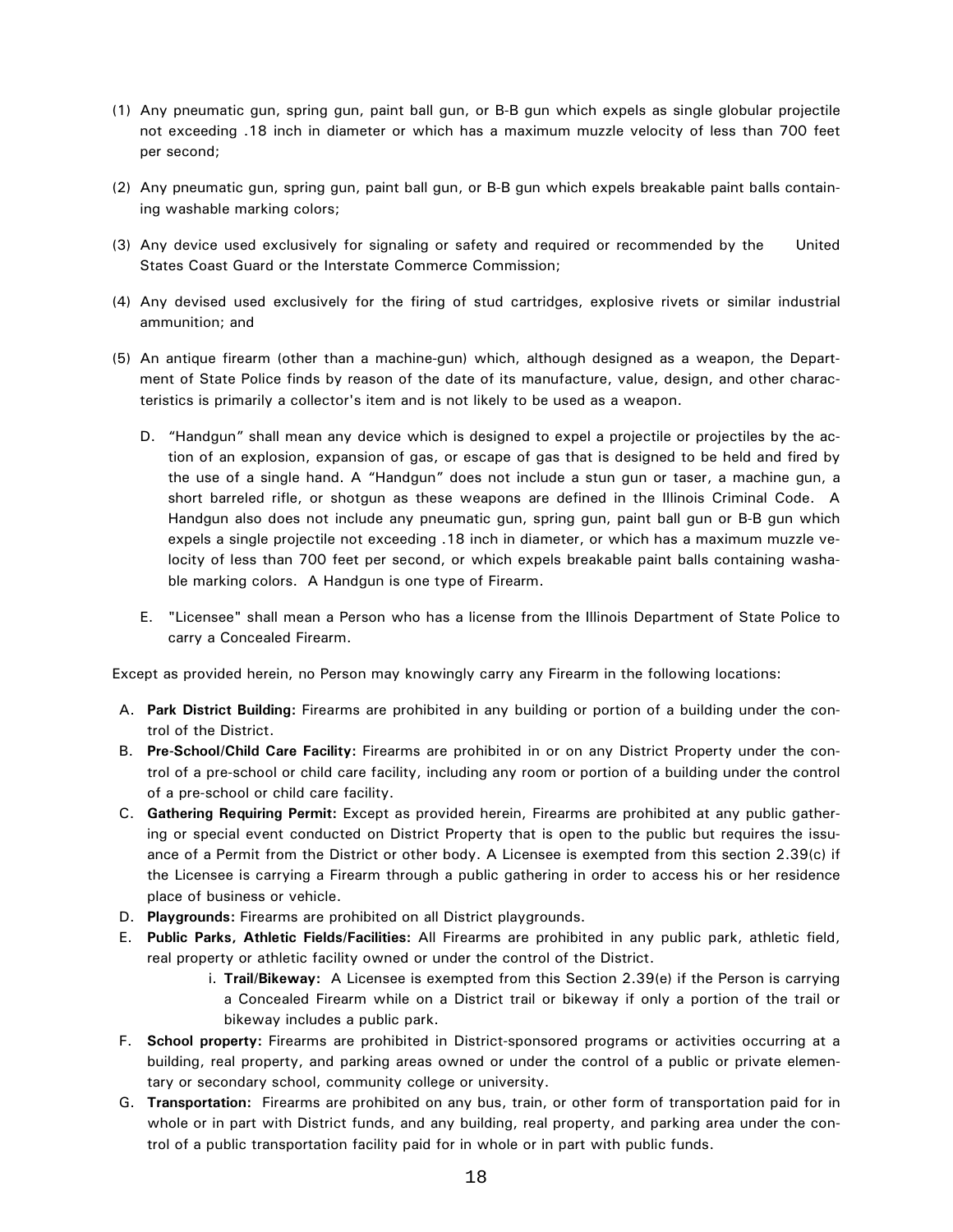(1) Any pneumatic gun, spring gun, paint ball gun, or B-B gun which expels as single globular projectile not exceeding .18 inch in diameter or which has a maximum muzzle velocity of less than 700 feet per second;

(2) Any pneumatic gun, spring gun, paint ball gun, or B-B gun which expels breakable paint balls containing washable marking colors;

(3) Any device used exclusively for signaling or safety and required or recommended by the United States Coast Guard or the Interstate Commerce Commission;

(4) Any devised used exclusively for the firing of stud cartridges, explosive rivets or similar industrial ammunition; and

(5) An antique firearm (other than a machine-gun) which, although designed as a weapon, the Department of State Police finds by reason of the date of its manufacture, value, design, and other characteristics is primarily a collector's item and is not likely to be used as a weapon.

D. "Handgun" shall mean any device which is designed to expel a projectile or projectiles by the action of an explosion, expansion of gas, or escape of gas that is designed to be held and fired by the use of a single hand. A "Handgun" does not include a stun gun or taser, a machine gun, a short barreled rifle, or shotgun as these weapons are defined in the Illinois Criminal Code. A Handgun also does not include any pneumatic gun, spring gun, paint ball gun or B-B gun which expels a single projectile not exceeding .18 inch in diameter, or which has a maximum muzzle velocity of less than 700 feet per second, or which expels breakable paint balls containing washable marking colors. A Handgun is one type of Firearm.

E. "Licensee" shall mean a Person who has a license from the Illinois Department of State Police to carry a Concealed Firearm.

Except as provided herein, no Person may knowingly carry any Firearm in the following locations:

A. **Park District Building:** Firearms are prohibited in any building or portion of a building under the control of the District.
B. **Pre-School/Child Care Facility:** Firearms are prohibited in or on any District Property under the control of a pre-school or child care facility, including any room or portion of a building under the control of a pre-school or child care facility.
C. **Gathering Requiring Permit:** Except as provided herein, Firearms are prohibited at any public gathering or special event conducted on District Property that is open to the public but requires the issuance of a Permit from the District or other body. A Licensee is exempted from this section 2.39(c) if the Licensee is carrying a Firearm through a public gathering in order to access his or her residence place of business or vehicle.
D. **Playgrounds:** Firearms are prohibited on all District playgrounds.
E. **Public Parks, Athletic Fields/Facilities:** All Firearms are prohibited in any public park, athletic field, real property or athletic facility owned or under the control of the District.
   i. **Trail/Bikeway:** A Licensee is exempted from this Section 2.39(e) if the Person is carrying a Concealed Firearm while on a District trail or bikeway if only a portion of the trail or bikeway includes a public park.
F. **School property:** Firearms are prohibited in District-sponsored programs or activities occurring at a building, real property, and parking areas owned or under the control of a public or private elementary or secondary school, community college or university.
G. **Transportation:** Firearms are prohibited on any bus, train, or other form of transportation paid for in whole or in part with District funds, and any building, real property, and parking area under the control of a public transportation facility paid for in whole or in part with public funds.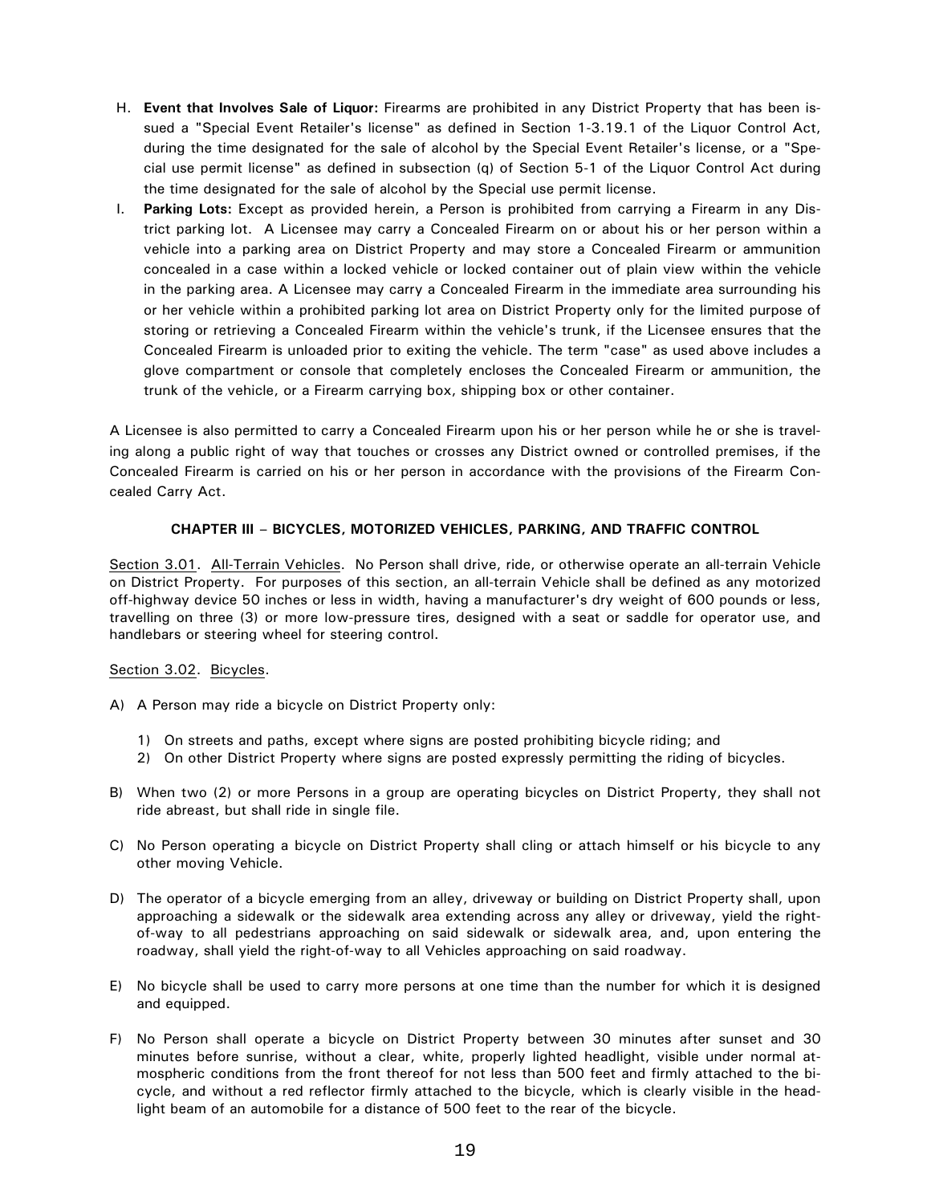H. **Event that Involves Sale of Liquor:** Firearms are prohibited in any District Property that has been issued a "Special Event Retailer's license" as defined in Section 1-3.19.1 of the Liquor Control Act, during the time designated for the sale of alcohol by the Special Event Retailer's license, or a "Special use permit license" as defined in subsection (q) of Section 5-1 of the Liquor Control Act during the time designated for the sale of alcohol by the Special use permit license.

I. **Parking Lots:** Except as provided herein, a Person is prohibited from carrying a Firearm in any District parking lot. A Licensee may carry a Concealed Firearm on or about his or her person within a vehicle into a parking area on District Property and may store a Concealed Firearm or ammunition concealed in a case within a locked vehicle or locked container out of plain view within the vehicle in the parking area. A Licensee may carry a Concealed Firearm in the immediate area surrounding his or her vehicle within a prohibited parking lot area on District Property only for the limited purpose of storing or retrieving a Concealed Firearm within the vehicle's trunk, if the Licensee ensures that the Concealed Firearm is unloaded prior to exiting the vehicle. The term "case" as used above includes a glove compartment or console that completely encloses the Concealed Firearm or ammunition, the trunk of the vehicle, or a Firearm carrying box, shipping box or other container.

A Licensee is also permitted to carry a Concealed Firearm upon his or her person while he or she is traveling along a public right of way that touches or crosses any District owned or controlled premises, if the Concealed Firearm is carried on his or her person in accordance with the provisions of the Firearm Concealed Carry Act.

## CHAPTER III – BICYCLES, MOTORIZED VEHICLES, PARKING, AND TRAFFIC CONTROL

Section 3.01. All-Terrain Vehicles. No Person shall drive, ride, or otherwise operate an all-terrain Vehicle on District Property. For purposes of this section, an all-terrain Vehicle shall be defined as any motorized off-highway device 50 inches or less in width, having a manufacturer's dry weight of 600 pounds or less, travelling on three (3) or more low-pressure tires, designed with a seat or saddle for operator use, and handlebars or steering wheel for steering control.

Section 3.02. Bicycles.

A) A Person may ride a bicycle on District Property only:

   1) On streets and paths, except where signs are posted prohibiting bicycle riding; and
   2) On other District Property where signs are posted expressly permitting the riding of bicycles.

B) When two (2) or more Persons in a group are operating bicycles on District Property, they shall not ride abreast, but shall ride in single file.

C) No Person operating a bicycle on District Property shall cling or attach himself or his bicycle to any other moving Vehicle.

D) The operator of a bicycle emerging from an alley, driveway or building on District Property shall, upon approaching a sidewalk or the sidewalk area extending across any alley or driveway, yield the right-of-way to all pedestrians approaching on said sidewalk or sidewalk area, and, upon entering the roadway, shall yield the right-of-way to all Vehicles approaching on said roadway.

E) No bicycle shall be used to carry more persons at one time than the number for which it is designed and equipped.

F) No Person shall operate a bicycle on District Property between 30 minutes after sunset and 30 minutes before sunrise, without a clear, white, properly lighted headlight, visible under normal atmospheric conditions from the front thereof for not less than 500 feet and firmly attached to the bicycle, and without a red reflector firmly attached to the bicycle, which is clearly visible in the headlight beam of an automobile for a distance of 500 feet to the rear of the bicycle.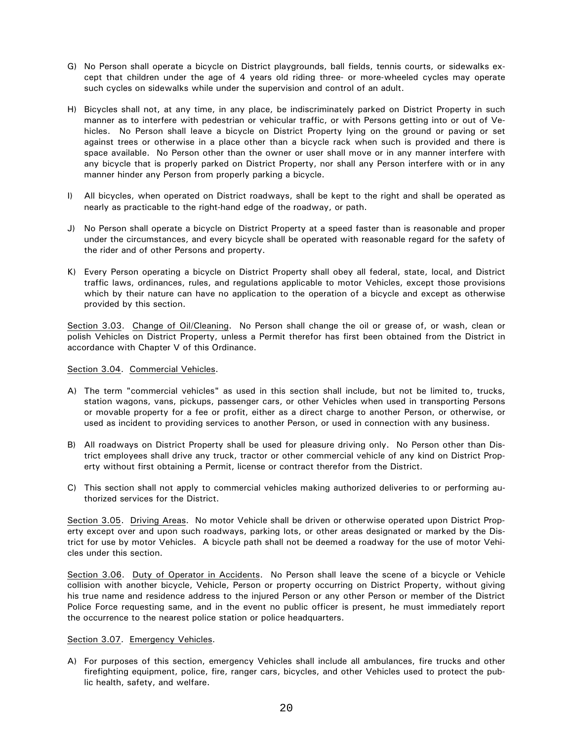G) No Person shall operate a bicycle on District playgrounds, ball fields, tennis courts, or sidewalks except that children under the age of 4 years old riding three- or more-wheeled cycles may operate such cycles on sidewalks while under the supervision and control of an adult.

H) Bicycles shall not, at any time, in any place, be indiscriminately parked on District Property in such manner as to interfere with pedestrian or vehicular traffic, or with Persons getting into or out of Vehicles. No Person shall leave a bicycle on District Property lying on the ground or paving or set against trees or otherwise in a place other than a bicycle rack when such is provided and there is space available. No Person other than the owner or user shall move or in any manner interfere with any bicycle that is properly parked on District Property, nor shall any Person interfere with or in any manner hinder any Person from properly parking a bicycle.

I) All bicycles, when operated on District roadways, shall be kept to the right and shall be operated as nearly as practicable to the right-hand edge of the roadway, or path.

J) No Person shall operate a bicycle on District Property at a speed faster than is reasonable and proper under the circumstances, and every bicycle shall be operated with reasonable regard for the safety of the rider and of other Persons and property.

K) Every Person operating a bicycle on District Property shall obey all federal, state, local, and District traffic laws, ordinances, rules, and regulations applicable to motor Vehicles, except those provisions which by their nature can have no application to the operation of a bicycle and except as otherwise provided by this section.

Section 3.03. Change of Oil/Cleaning. No Person shall change the oil or grease of, or wash, clean or polish Vehicles on District Property, unless a Permit therefor has first been obtained from the District in accordance with Chapter V of this Ordinance.

Section 3.04. Commercial Vehicles.

A) The term "commercial vehicles" as used in this section shall include, but not be limited to, trucks, station wagons, vans, pickups, passenger cars, or other Vehicles when used in transporting Persons or movable property for a fee or profit, either as a direct charge to another Person, or otherwise, or used as incident to providing services to another Person, or used in connection with any business.

B) All roadways on District Property shall be used for pleasure driving only. No Person other than District employees shall drive any truck, tractor or other commercial vehicle of any kind on District Property without first obtaining a Permit, license or contract therefor from the District.

C) This section shall not apply to commercial vehicles making authorized deliveries to or performing authorized services for the District.

Section 3.05. Driving Areas. No motor Vehicle shall be driven or otherwise operated upon District Property except over and upon such roadways, parking lots, or other areas designated or marked by the District for use by motor Vehicles. A bicycle path shall not be deemed a roadway for the use of motor Vehicles under this section.

Section 3.06. Duty of Operator in Accidents. No Person shall leave the scene of a bicycle or Vehicle collision with another bicycle, Vehicle, Person or property occurring on District Property, without giving his true name and residence address to the injured Person or any other Person or member of the District Police Force requesting same, and in the event no public officer is present, he must immediately report the occurrence to the nearest police station or police headquarters.

Section 3.07. Emergency Vehicles.

A) For purposes of this section, emergency Vehicles shall include all ambulances, fire trucks and other firefighting equipment, police, fire, ranger cars, bicycles, and other Vehicles used to protect the public health, safety, and welfare.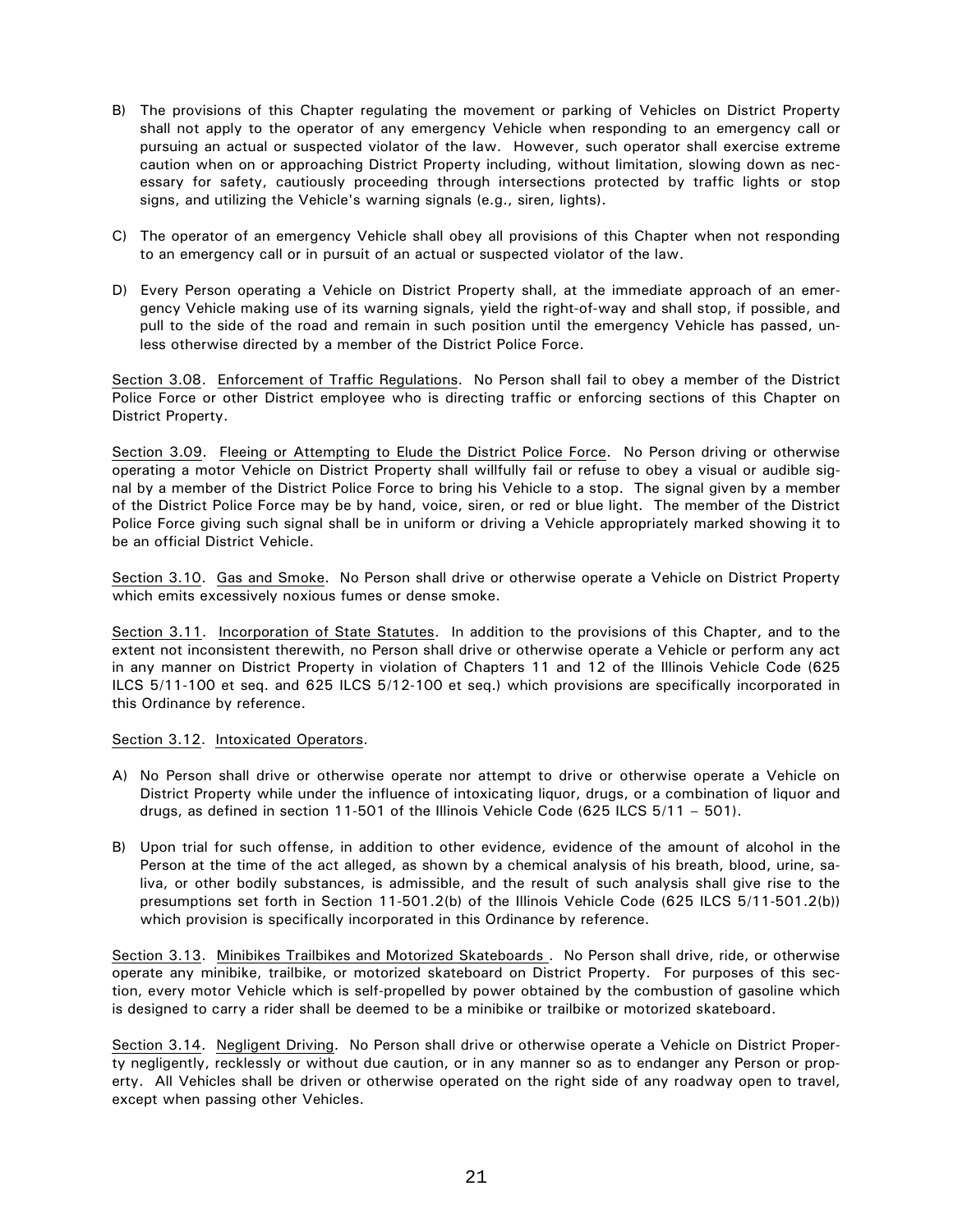B) The provisions of this Chapter regulating the movement or parking of Vehicles on District Property shall not apply to the operator of any emergency Vehicle when responding to an emergency call or pursuing an actual or suspected violator of the law. However, such operator shall exercise extreme caution when on or approaching District Property including, without limitation, slowing down as necessary for safety, cautiously proceeding through intersections protected by traffic lights or stop signs, and utilizing the Vehicle's warning signals (e.g., siren, lights).

C) The operator of an emergency Vehicle shall obey all provisions of this Chapter when not responding to an emergency call or in pursuit of an actual or suspected violator of the law.

D) Every Person operating a Vehicle on District Property shall, at the immediate approach of an emergency Vehicle making use of its warning signals, yield the right-of-way and shall stop, if possible, and pull to the side of the road and remain in such position until the emergency Vehicle has passed, unless otherwise directed by a member of the District Police Force.

Section 3.08. Enforcement of Traffic Regulations. No Person shall fail to obey a member of the District Police Force or other District employee who is directing traffic or enforcing sections of this Chapter on District Property.

Section 3.09. Fleeing or Attempting to Elude the District Police Force. No Person driving or otherwise operating a motor Vehicle on District Property shall willfully fail or refuse to obey a visual or audible signal by a member of the District Police Force to bring his Vehicle to a stop. The signal given by a member of the District Police Force may be by hand, voice, siren, or red or blue light. The member of the District Police Force giving such signal shall be in uniform or driving a Vehicle appropriately marked showing it to be an official District Vehicle.

Section 3.10. Gas and Smoke. No Person shall drive or otherwise operate a Vehicle on District Property which emits excessively noxious fumes or dense smoke.

Section 3.11. Incorporation of State Statutes. In addition to the provisions of this Chapter, and to the extent not inconsistent therewith, no Person shall drive or otherwise operate a Vehicle or perform any act in any manner on District Property in violation of Chapters 11 and 12 of the Illinois Vehicle Code (625 ILCS 5/11-100 et seq. and 625 ILCS 5/12-100 et seq.) which provisions are specifically incorporated in this Ordinance by reference.

Section 3.12. Intoxicated Operators.

A) No Person shall drive or otherwise operate nor attempt to drive or otherwise operate a Vehicle on District Property while under the influence of intoxicating liquor, drugs, or a combination of liquor and drugs, as defined in section 11-501 of the Illinois Vehicle Code (625 ILCS 5/11 – 501).

B) Upon trial for such offense, in addition to other evidence, evidence of the amount of alcohol in the Person at the time of the act alleged, as shown by a chemical analysis of his breath, blood, urine, saliva, or other bodily substances, is admissible, and the result of such analysis shall give rise to the presumptions set forth in Section 11-501.2(b) of the Illinois Vehicle Code (625 ILCS 5/11-501.2(b)) which provision is specifically incorporated in this Ordinance by reference.

Section 3.13. Minibikes Trailbikes and Motorized Skateboards . No Person shall drive, ride, or otherwise operate any minibike, trailbike, or motorized skateboard on District Property. For purposes of this section, every motor Vehicle which is self-propelled by power obtained by the combustion of gasoline which is designed to carry a rider shall be deemed to be a minibike or trailbike or motorized skateboard.

Section 3.14. Negligent Driving. No Person shall drive or otherwise operate a Vehicle on District Property negligently, recklessly or without due caution, or in any manner so as to endanger any Person or property. All Vehicles shall be driven or otherwise operated on the right side of any roadway open to travel, except when passing other Vehicles.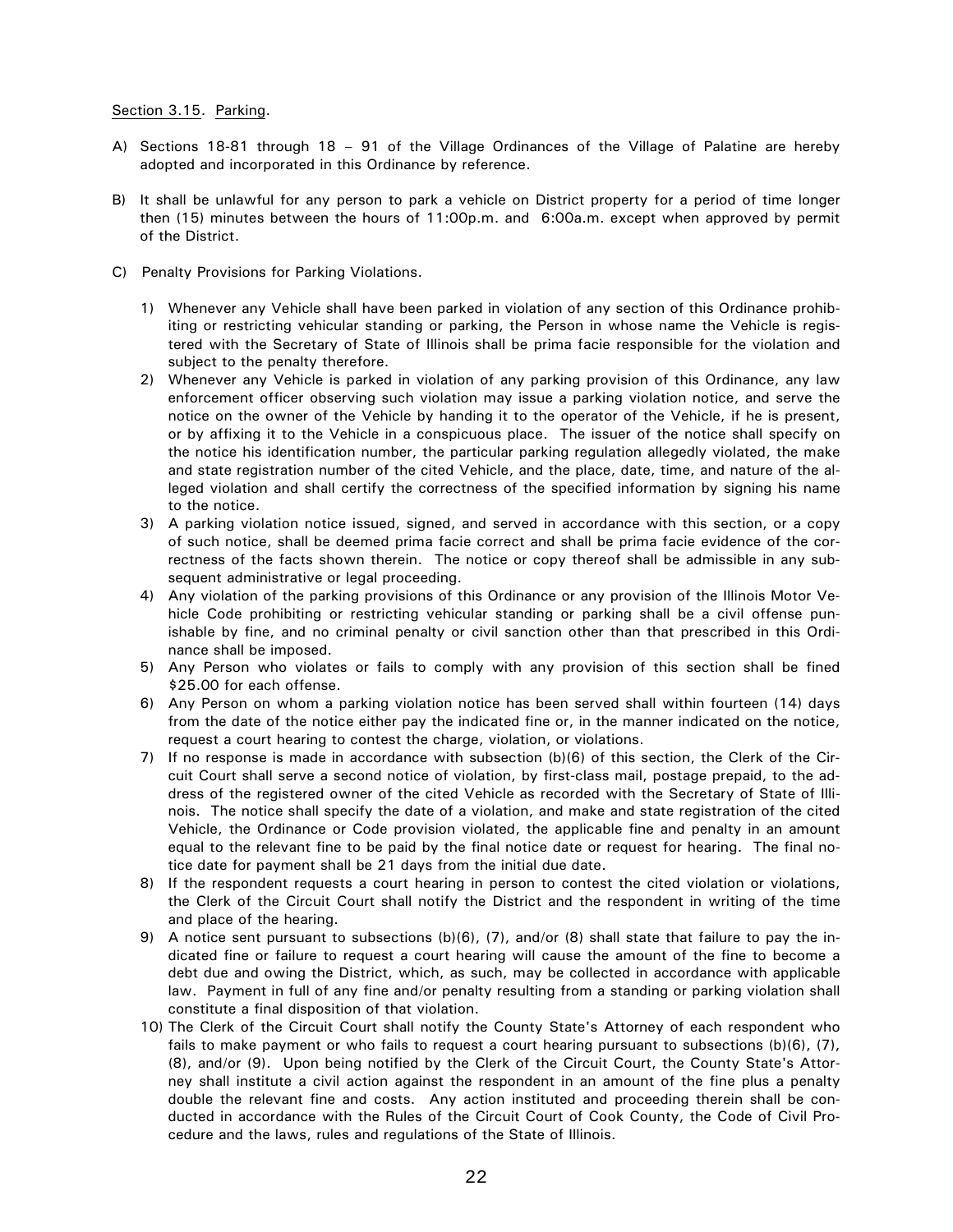Section 3.15. Parking.

A) Sections 18-81 through 18 – 91 of the Village Ordinances of the Village of Palatine are hereby adopted and incorporated in this Ordinance by reference.

B) It shall be unlawful for any person to park a vehicle on District property for a period of time longer then (15) minutes between the hours of 11:00p.m. and 6:00a.m. except when approved by permit of the District.

C) Penalty Provisions for Parking Violations.

1) Whenever any Vehicle shall have been parked in violation of any section of this Ordinance prohibiting or restricting vehicular standing or parking, the Person in whose name the Vehicle is registered with the Secretary of State of Illinois shall be prima facie responsible for the violation and subject to the penalty therefore.
2) Whenever any Vehicle is parked in violation of any parking provision of this Ordinance, any law enforcement officer observing such violation may issue a parking violation notice, and serve the notice on the owner of the Vehicle by handing it to the operator of the Vehicle, if he is present, or by affixing it to the Vehicle in a conspicuous place. The issuer of the notice shall specify on the notice his identification number, the particular parking regulation allegedly violated, the make and state registration number of the cited Vehicle, and the place, date, time, and nature of the alleged violation and shall certify the correctness of the specified information by signing his name to the notice.
3) A parking violation notice issued, signed, and served in accordance with this section, or a copy of such notice, shall be deemed prima facie correct and shall be prima facie evidence of the correctness of the facts shown therein. The notice or copy thereof shall be admissible in any subsequent administrative or legal proceeding.
4) Any violation of the parking provisions of this Ordinance or any provision of the Illinois Motor Vehicle Code prohibiting or restricting vehicular standing or parking shall be a civil offense punishable by fine, and no criminal penalty or civil sanction other than that prescribed in this Ordinance shall be imposed.
5) Any Person who violates or fails to comply with any provision of this section shall be fined $25.00 for each offense.
6) Any Person on whom a parking violation notice has been served shall within fourteen (14) days from the date of the notice either pay the indicated fine or, in the manner indicated on the notice, request a court hearing to contest the charge, violation, or violations.
7) If no response is made in accordance with subsection (b)(6) of this section, the Clerk of the Circuit Court shall serve a second notice of violation, by first-class mail, postage prepaid, to the address of the registered owner of the cited Vehicle as recorded with the Secretary of State of Illinois. The notice shall specify the date of a violation, and make and state registration of the cited Vehicle, the Ordinance or Code provision violated, the applicable fine and penalty in an amount equal to the relevant fine to be paid by the final notice date or request for hearing. The final notice date for payment shall be 21 days from the initial due date.
8) If the respondent requests a court hearing in person to contest the cited violation or violations, the Clerk of the Circuit Court shall notify the District and the respondent in writing of the time and place of the hearing.
9) A notice sent pursuant to subsections (b)(6), (7), and/or (8) shall state that failure to pay the indicated fine or failure to request a court hearing will cause the amount of the fine to become a debt due and owing the District, which, as such, may be collected in accordance with applicable law. Payment in full of any fine and/or penalty resulting from a standing or parking violation shall constitute a final disposition of that violation.
10) The Clerk of the Circuit Court shall notify the County State's Attorney of each respondent who fails to make payment or who fails to request a court hearing pursuant to subsections (b)(6), (7), (8), and/or (9). Upon being notified by the Clerk of the Circuit Court, the County State's Attorney shall institute a civil action against the respondent in an amount of the fine plus a penalty double the relevant fine and costs. Any action instituted and proceeding therein shall be conducted in accordance with the Rules of the Circuit Court of Cook County, the Code of Civil Procedure and the laws, rules and regulations of the State of Illinois.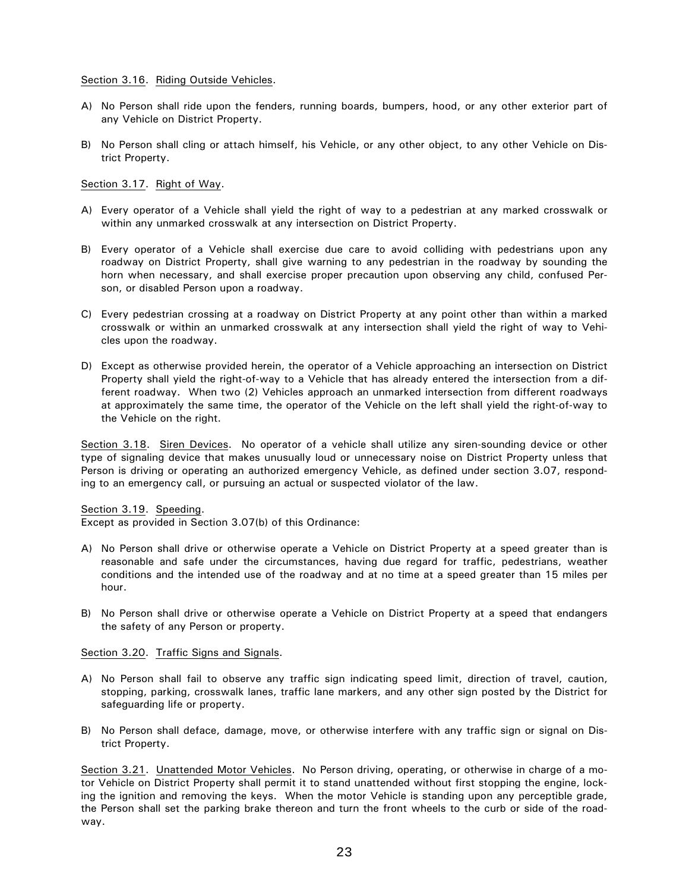Section 3.16. Riding Outside Vehicles.

A) No Person shall ride upon the fenders, running boards, bumpers, hood, or any other exterior part of any Vehicle on District Property.

B) No Person shall cling or attach himself, his Vehicle, or any other object, to any other Vehicle on District Property.

Section 3.17. Right of Way.

A) Every operator of a Vehicle shall yield the right of way to a pedestrian at any marked crosswalk or within any unmarked crosswalk at any intersection on District Property.

B) Every operator of a Vehicle shall exercise due care to avoid colliding with pedestrians upon any roadway on District Property, shall give warning to any pedestrian in the roadway by sounding the horn when necessary, and shall exercise proper precaution upon observing any child, confused Person, or disabled Person upon a roadway.

C) Every pedestrian crossing at a roadway on District Property at any point other than within a marked crosswalk or within an unmarked crosswalk at any intersection shall yield the right of way to Vehicles upon the roadway.

D) Except as otherwise provided herein, the operator of a Vehicle approaching an intersection on District Property shall yield the right-of-way to a Vehicle that has already entered the intersection from a different roadway. When two (2) Vehicles approach an unmarked intersection from different roadways at approximately the same time, the operator of the Vehicle on the left shall yield the right-of-way to the Vehicle on the right.

Section 3.18. Siren Devices. No operator of a vehicle shall utilize any siren-sounding device or other type of signaling device that makes unusually loud or unnecessary noise on District Property unless that Person is driving or operating an authorized emergency Vehicle, as defined under section 3.07, responding to an emergency call, or pursuing an actual or suspected violator of the law.

Section 3.19. Speeding.
Except as provided in Section 3.07(b) of this Ordinance:

A) No Person shall drive or otherwise operate a Vehicle on District Property at a speed greater than is reasonable and safe under the circumstances, having due regard for traffic, pedestrians, weather conditions and the intended use of the roadway and at no time at a speed greater than 15 miles per hour.

B) No Person shall drive or otherwise operate a Vehicle on District Property at a speed that endangers the safety of any Person or property.

Section 3.20. Traffic Signs and Signals.

A) No Person shall fail to observe any traffic sign indicating speed limit, direction of travel, caution, stopping, parking, crosswalk lanes, traffic lane markers, and any other sign posted by the District for safeguarding life or property.

B) No Person shall deface, damage, move, or otherwise interfere with any traffic sign or signal on District Property.

Section 3.21. Unattended Motor Vehicles. No Person driving, operating, or otherwise in charge of a motor Vehicle on District Property shall permit it to stand unattended without first stopping the engine, locking the ignition and removing the keys. When the motor Vehicle is standing upon any perceptible grade, the Person shall set the parking brake thereon and turn the front wheels to the curb or side of the roadway.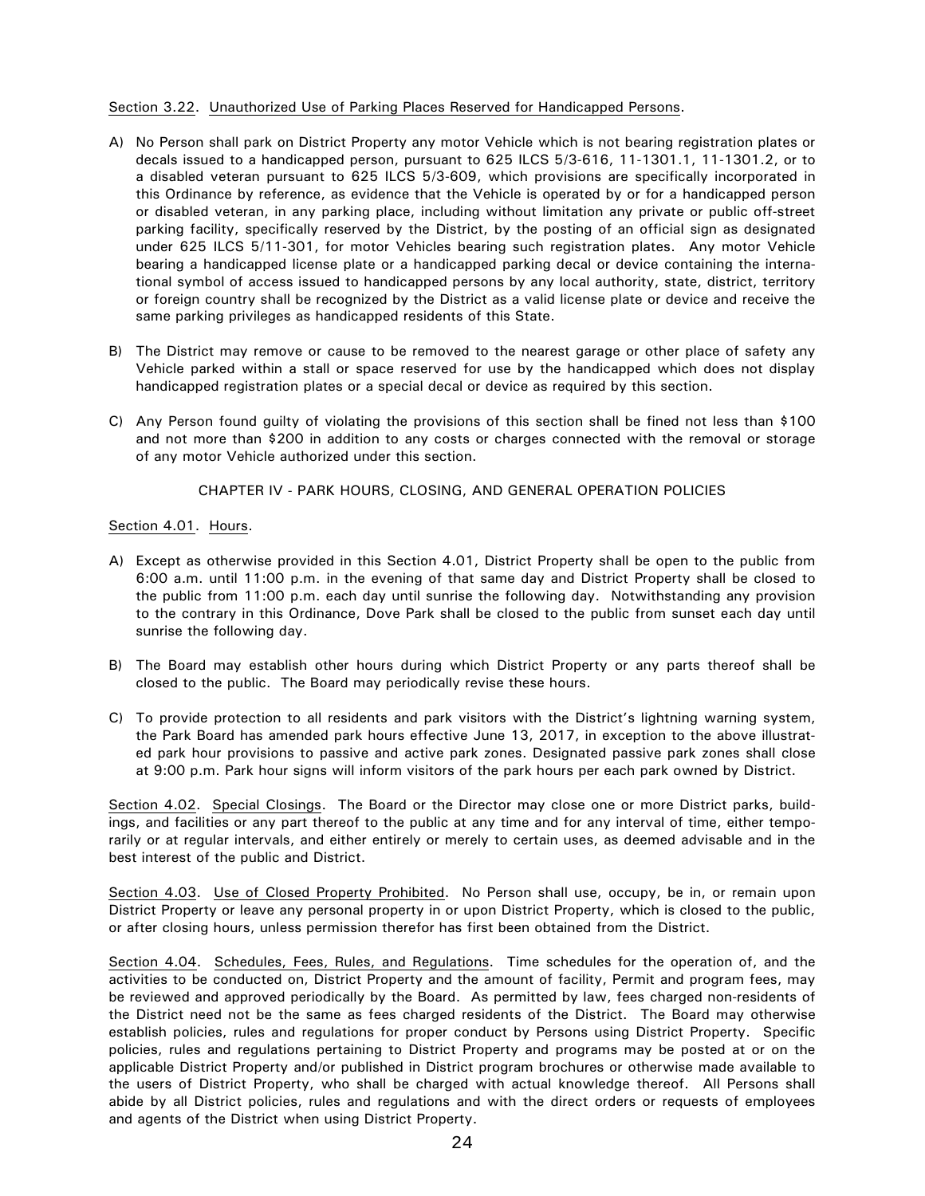Section 3.22. Unauthorized Use of Parking Places Reserved for Handicapped Persons.

A) No Person shall park on District Property any motor Vehicle which is not bearing registration plates or decals issued to a handicapped person, pursuant to 625 ILCS 5/3-616, 11-1301.1, 11-1301.2, or to a disabled veteran pursuant to 625 ILCS 5/3-609, which provisions are specifically incorporated in this Ordinance by reference, as evidence that the Vehicle is operated by or for a handicapped person or disabled veteran, in any parking place, including without limitation any private or public off-street parking facility, specifically reserved by the District, by the posting of an official sign as designated under 625 ILCS 5/11-301, for motor Vehicles bearing such registration plates. Any motor Vehicle bearing a handicapped license plate or a handicapped parking decal or device containing the international symbol of access issued to handicapped persons by any local authority, state, district, territory or foreign country shall be recognized by the District as a valid license plate or device and receive the same parking privileges as handicapped residents of this State.

B) The District may remove or cause to be removed to the nearest garage or other place of safety any Vehicle parked within a stall or space reserved for use by the handicapped which does not display handicapped registration plates or a special decal or device as required by this section.

C) Any Person found guilty of violating the provisions of this section shall be fined not less than $100 and not more than $200 in addition to any costs or charges connected with the removal or storage of any motor Vehicle authorized under this section.

## CHAPTER IV - PARK HOURS, CLOSING, AND GENERAL OPERATION POLICIES

Section 4.01. Hours.

A) Except as otherwise provided in this Section 4.01, District Property shall be open to the public from 6:00 a.m. until 11:00 p.m. in the evening of that same day and District Property shall be closed to the public from 11:00 p.m. each day until sunrise the following day. Notwithstanding any provision to the contrary in this Ordinance, Dove Park shall be closed to the public from sunset each day until sunrise the following day.

B) The Board may establish other hours during which District Property or any parts thereof shall be closed to the public. The Board may periodically revise these hours.

C) To provide protection to all residents and park visitors with the District's lightning warning system, the Park Board has amended park hours effective June 13, 2017, in exception to the above illustrated park hour provisions to passive and active park zones. Designated passive park zones shall close at 9:00 p.m. Park hour signs will inform visitors of the park hours per each park owned by District.

Section 4.02. Special Closings. The Board or the Director may close one or more District parks, buildings, and facilities or any part thereof to the public at any time and for any interval of time, either temporarily or at regular intervals, and either entirely or merely to certain uses, as deemed advisable and in the best interest of the public and District.

Section 4.03. Use of Closed Property Prohibited. No Person shall use, occupy, be in, or remain upon District Property or leave any personal property in or upon District Property, which is closed to the public, or after closing hours, unless permission therefor has first been obtained from the District.

Section 4.04. Schedules, Fees, Rules, and Regulations. Time schedules for the operation of, and the activities to be conducted on, District Property and the amount of facility, Permit and program fees, may be reviewed and approved periodically by the Board. As permitted by law, fees charged non-residents of the District need not be the same as fees charged residents of the District. The Board may otherwise establish policies, rules and regulations for proper conduct by Persons using District Property. Specific policies, rules and regulations pertaining to District Property and programs may be posted at or on the applicable District Property and/or published in District program brochures or otherwise made available to the users of District Property, who shall be charged with actual knowledge thereof. All Persons shall abide by all District policies, rules and regulations and with the direct orders or requests of employees and agents of the District when using District Property.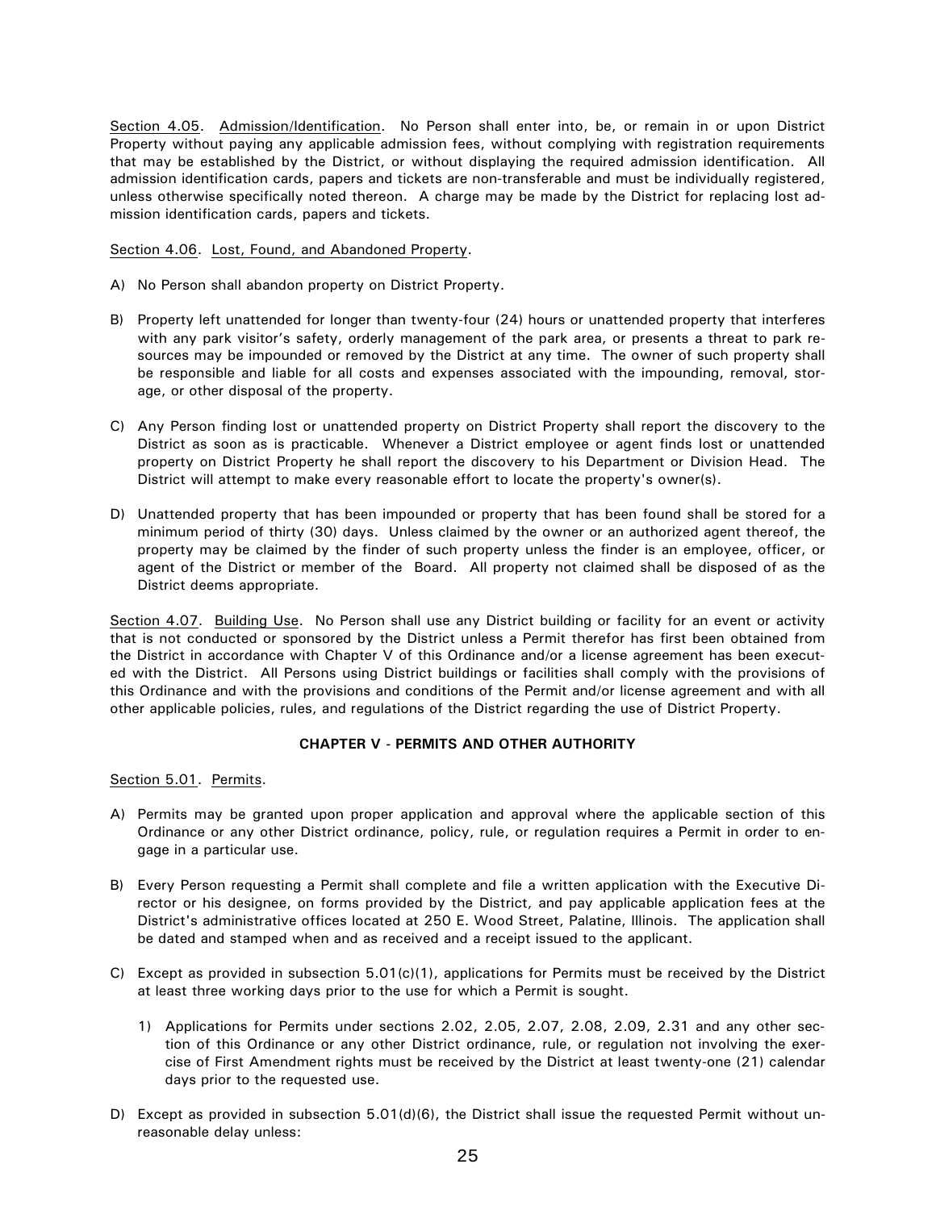Section 4.05. Admission/Identification. No Person shall enter into, be, or remain in or upon District Property without paying any applicable admission fees, without complying with registration requirements that may be established by the District, or without displaying the required admission identification. All admission identification cards, papers and tickets are non-transferable and must be individually registered, unless otherwise specifically noted thereon. A charge may be made by the District for replacing lost admission identification cards, papers and tickets.

Section 4.06. Lost, Found, and Abandoned Property.

A) No Person shall abandon property on District Property.

B) Property left unattended for longer than twenty-four (24) hours or unattended property that interferes with any park visitor's safety, orderly management of the park area, or presents a threat to park resources may be impounded or removed by the District at any time. The owner of such property shall be responsible and liable for all costs and expenses associated with the impounding, removal, storage, or other disposal of the property.

C) Any Person finding lost or unattended property on District Property shall report the discovery to the District as soon as is practicable. Whenever a District employee or agent finds lost or unattended property on District Property he shall report the discovery to his Department or Division Head. The District will attempt to make every reasonable effort to locate the property's owner(s).

D) Unattended property that has been impounded or property that has been found shall be stored for a minimum period of thirty (30) days. Unless claimed by the owner or an authorized agent thereof, the property may be claimed by the finder of such property unless the finder is an employee, officer, or agent of the District or member of the Board. All property not claimed shall be disposed of as the District deems appropriate.

Section 4.07. Building Use. No Person shall use any District building or facility for an event or activity that is not conducted or sponsored by the District unless a Permit therefor has first been obtained from the District in accordance with Chapter V of this Ordinance and/or a license agreement has been executed with the District. All Persons using District buildings or facilities shall comply with the provisions of this Ordinance and with the provisions and conditions of the Permit and/or license agreement and with all other applicable policies, rules, and regulations of the District regarding the use of District Property.

**CHAPTER V - PERMITS AND OTHER AUTHORITY**

Section 5.01. Permits.

A) Permits may be granted upon proper application and approval where the applicable section of this Ordinance or any other District ordinance, policy, rule, or regulation requires a Permit in order to engage in a particular use.

B) Every Person requesting a Permit shall complete and file a written application with the Executive Director or his designee, on forms provided by the District, and pay applicable application fees at the District's administrative offices located at 250 E. Wood Street, Palatine, Illinois. The application shall be dated and stamped when and as received and a receipt issued to the applicant.

C) Except as provided in subsection 5.01(c)(1), applications for Permits must be received by the District at least three working days prior to the use for which a Permit is sought.

   1) Applications for Permits under sections 2.02, 2.05, 2.07, 2.08, 2.09, 2.31 and any other section of this Ordinance or any other District ordinance, rule, or regulation not involving the exercise of First Amendment rights must be received by the District at least twenty-one (21) calendar days prior to the requested use.

D) Except as provided in subsection 5.01(d)(6), the District shall issue the requested Permit without unreasonable delay unless: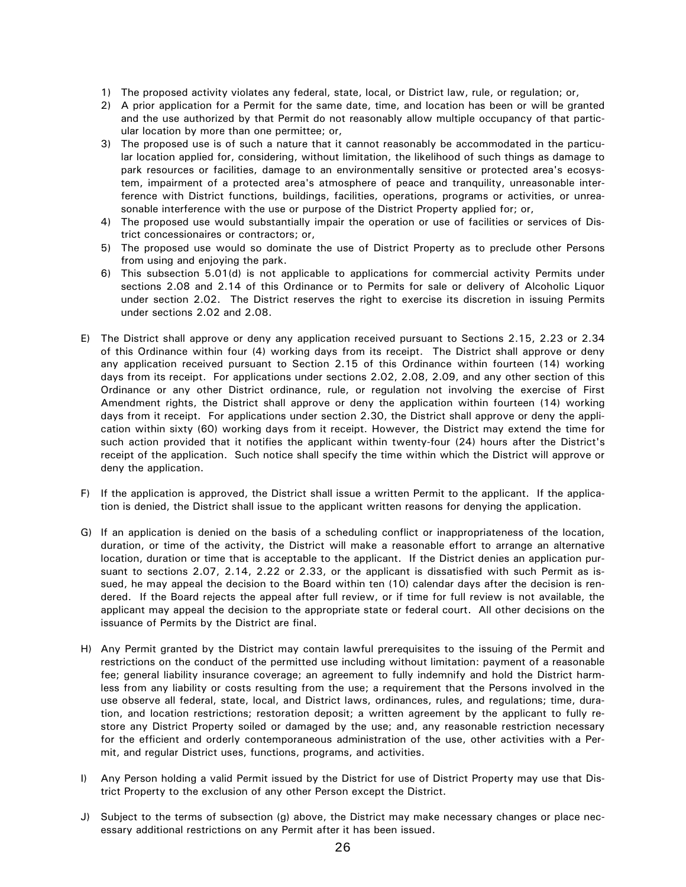1) The proposed activity violates any federal, state, local, or District law, rule, or regulation; or,
2) A prior application for a Permit for the same date, time, and location has been or will be granted and the use authorized by that Permit do not reasonably allow multiple occupancy of that particular location by more than one permittee; or,
3) The proposed use is of such a nature that it cannot reasonably be accommodated in the particular location applied for, considering, without limitation, the likelihood of such things as damage to park resources or facilities, damage to an environmentally sensitive or protected area's ecosystem, impairment of a protected area's atmosphere of peace and tranquility, unreasonable interference with District functions, buildings, facilities, operations, programs or activities, or unreasonable interference with the use or purpose of the District Property applied for; or,
4) The proposed use would substantially impair the operation or use of facilities or services of District concessionaires or contractors; or,
5) The proposed use would so dominate the use of District Property as to preclude other Persons from using and enjoying the park.
6) This subsection 5.01(d) is not applicable to applications for commercial activity Permits under sections 2.08 and 2.14 of this Ordinance or to Permits for sale or delivery of Alcoholic Liquor under section 2.02. The District reserves the right to exercise its discretion in issuing Permits under sections 2.02 and 2.08.

E) The District shall approve or deny any application received pursuant to Sections 2.15, 2.23 or 2.34 of this Ordinance within four (4) working days from its receipt. The District shall approve or deny any application received pursuant to Section 2.15 of this Ordinance within fourteen (14) working days from its receipt. For applications under sections 2.02, 2.08, 2.09, and any other section of this Ordinance or any other District ordinance, rule, or regulation not involving the exercise of First Amendment rights, the District shall approve or deny the application within fourteen (14) working days from it receipt. For applications under section 2.30, the District shall approve or deny the application within sixty (60) working days from it receipt. However, the District may extend the time for such action provided that it notifies the applicant within twenty-four (24) hours after the District's receipt of the application. Such notice shall specify the time within which the District will approve or deny the application.

F) If the application is approved, the District shall issue a written Permit to the applicant. If the application is denied, the District shall issue to the applicant written reasons for denying the application.

G) If an application is denied on the basis of a scheduling conflict or inappropriateness of the location, duration, or time of the activity, the District will make a reasonable effort to arrange an alternative location, duration or time that is acceptable to the applicant. If the District denies an application pursuant to sections 2.07, 2.14, 2.22 or 2.33, or the applicant is dissatisfied with such Permit as issued, he may appeal the decision to the Board within ten (10) calendar days after the decision is rendered. If the Board rejects the appeal after full review, or if time for full review is not available, the applicant may appeal the decision to the appropriate state or federal court. All other decisions on the issuance of Permits by the District are final.

H) Any Permit granted by the District may contain lawful prerequisites to the issuing of the Permit and restrictions on the conduct of the permitted use including without limitation: payment of a reasonable fee; general liability insurance coverage; an agreement to fully indemnify and hold the District harmless from any liability or costs resulting from the use; a requirement that the Persons involved in the use observe all federal, state, local, and District laws, ordinances, rules, and regulations; time, duration, and location restrictions; restoration deposit; a written agreement by the applicant to fully restore any District Property soiled or damaged by the use; and, any reasonable restriction necessary for the efficient and orderly contemporaneous administration of the use, other activities with a Permit, and regular District uses, functions, programs, and activities.

I) Any Person holding a valid Permit issued by the District for use of District Property may use that District Property to the exclusion of any other Person except the District.

J) Subject to the terms of subsection (g) above, the District may make necessary changes or place necessary additional restrictions on any Permit after it has been issued.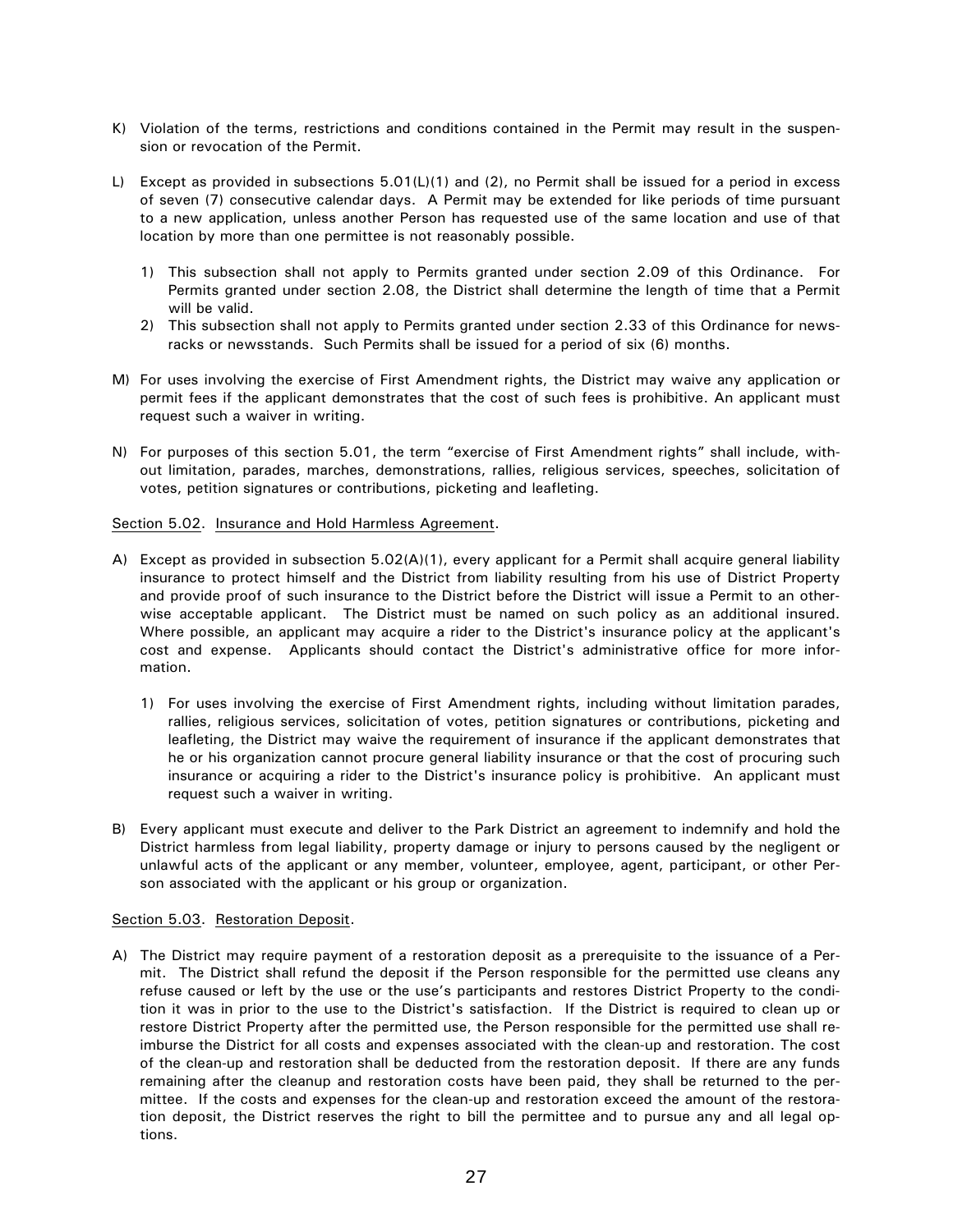K) Violation of the terms, restrictions and conditions contained in the Permit may result in the suspension or revocation of the Permit.

L) Except as provided in subsections 5.01(L)(1) and (2), no Permit shall be issued for a period in excess of seven (7) consecutive calendar days. A Permit may be extended for like periods of time pursuant to a new application, unless another Person has requested use of the same location and use of that location by more than one permittee is not reasonably possible.

   1) This subsection shall not apply to Permits granted under section 2.09 of this Ordinance. For Permits granted under section 2.08, the District shall determine the length of time that a Permit will be valid.
   2) This subsection shall not apply to Permits granted under section 2.33 of this Ordinance for newsracks or newsstands. Such Permits shall be issued for a period of six (6) months.

M) For uses involving the exercise of First Amendment rights, the District may waive any application or permit fees if the applicant demonstrates that the cost of such fees is prohibitive. An applicant must request such a waiver in writing.

N) For purposes of this section 5.01, the term "exercise of First Amendment rights" shall include, without limitation, parades, marches, demonstrations, rallies, religious services, speeches, solicitation of votes, petition signatures or contributions, picketing and leafleting.

<u>Section 5.02</u>. <u>Insurance and Hold Harmless Agreement</u>.

A) Except as provided in subsection 5.02(A)(1), every applicant for a Permit shall acquire general liability insurance to protect himself and the District from liability resulting from his use of District Property and provide proof of such insurance to the District before the District will issue a Permit to an otherwise acceptable applicant. The District must be named on such policy as an additional insured. Where possible, an applicant may acquire a rider to the District's insurance policy at the applicant's cost and expense. Applicants should contact the District's administrative office for more information.

   1) For uses involving the exercise of First Amendment rights, including without limitation parades, rallies, religious services, solicitation of votes, petition signatures or contributions, picketing and leafleting, the District may waive the requirement of insurance if the applicant demonstrates that he or his organization cannot procure general liability insurance or that the cost of procuring such insurance or acquiring a rider to the District's insurance policy is prohibitive. An applicant must request such a waiver in writing.

B) Every applicant must execute and deliver to the Park District an agreement to indemnify and hold the District harmless from legal liability, property damage or injury to persons caused by the negligent or unlawful acts of the applicant or any member, volunteer, employee, agent, participant, or other Person associated with the applicant or his group or organization.

<u>Section 5.03</u>. <u>Restoration Deposit</u>.

A) The District may require payment of a restoration deposit as a prerequisite to the issuance of a Permit. The District shall refund the deposit if the Person responsible for the permitted use cleans any refuse caused or left by the use or the use's participants and restores District Property to the condition it was in prior to the use to the District's satisfaction. If the District is required to clean up or restore District Property after the permitted use, the Person responsible for the permitted use shall reimburse the District for all costs and expenses associated with the clean-up and restoration. The cost of the clean-up and restoration shall be deducted from the restoration deposit. If there are any funds remaining after the cleanup and restoration costs have been paid, they shall be returned to the permittee. If the costs and expenses for the clean-up and restoration exceed the amount of the restoration deposit, the District reserves the right to bill the permittee and to pursue any and all legal options.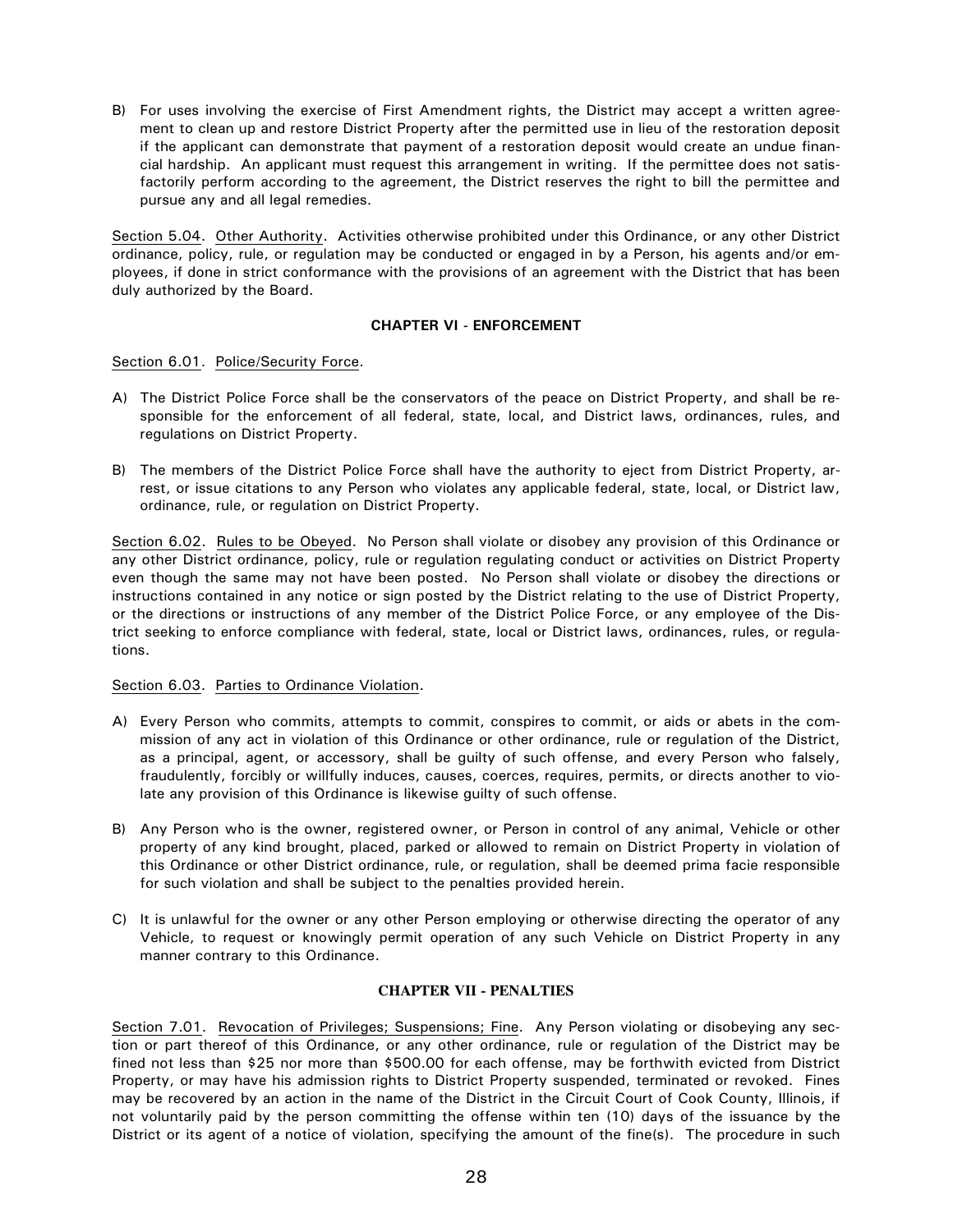B) For uses involving the exercise of First Amendment rights, the District may accept a written agreement to clean up and restore District Property after the permitted use in lieu of the restoration deposit if the applicant can demonstrate that payment of a restoration deposit would create an undue financial hardship. An applicant must request this arrangement in writing. If the permittee does not satisfactorily perform according to the agreement, the District reserves the right to bill the permittee and pursue any and all legal remedies.

Section 5.04. Other Authority. Activities otherwise prohibited under this Ordinance, or any other District ordinance, policy, rule, or regulation may be conducted or engaged in by a Person, his agents and/or employees, if done in strict conformance with the provisions of an agreement with the District that has been duly authorized by the Board.

## CHAPTER VI - ENFORCEMENT

Section 6.01. Police/Security Force.

A) The District Police Force shall be the conservators of the peace on District Property, and shall be responsible for the enforcement of all federal, state, local, and District laws, ordinances, rules, and regulations on District Property.

B) The members of the District Police Force shall have the authority to eject from District Property, arrest, or issue citations to any Person who violates any applicable federal, state, local, or District law, ordinance, rule, or regulation on District Property.

Section 6.02. Rules to be Obeyed. No Person shall violate or disobey any provision of this Ordinance or any other District ordinance, policy, rule or regulation regulating conduct or activities on District Property even though the same may not have been posted. No Person shall violate or disobey the directions or instructions contained in any notice or sign posted by the District relating to the use of District Property, or the directions or instructions of any member of the District Police Force, or any employee of the District seeking to enforce compliance with federal, state, local or District laws, ordinances, rules, or regulations.

Section 6.03. Parties to Ordinance Violation.

A) Every Person who commits, attempts to commit, conspires to commit, or aids or abets in the commission of any act in violation of this Ordinance or other ordinance, rule or regulation of the District, as a principal, agent, or accessory, shall be guilty of such offense, and every Person who falsely, fraudulently, forcibly or willfully induces, causes, coerces, requires, permits, or directs another to violate any provision of this Ordinance is likewise guilty of such offense.

B) Any Person who is the owner, registered owner, or Person in control of any animal, Vehicle or other property of any kind brought, placed, parked or allowed to remain on District Property in violation of this Ordinance or other District ordinance, rule, or regulation, shall be deemed prima facie responsible for such violation and shall be subject to the penalties provided herein.

C) It is unlawful for the owner or any other Person employing or otherwise directing the operator of any Vehicle, to request or knowingly permit operation of any such Vehicle on District Property in any manner contrary to this Ordinance.

## CHAPTER VII - PENALTIES

Section 7.01. Revocation of Privileges; Suspensions; Fine. Any Person violating or disobeying any section or part thereof of this Ordinance, or any other ordinance, rule or regulation of the District may be fined not less than $25 nor more than $500.00 for each offense, may be forthwith evicted from District Property, or may have his admission rights to District Property suspended, terminated or revoked. Fines may be recovered by an action in the name of the District in the Circuit Court of Cook County, Illinois, if not voluntarily paid by the person committing the offense within ten (10) days of the issuance by the District or its agent of a notice of violation, specifying the amount of the fine(s). The procedure in such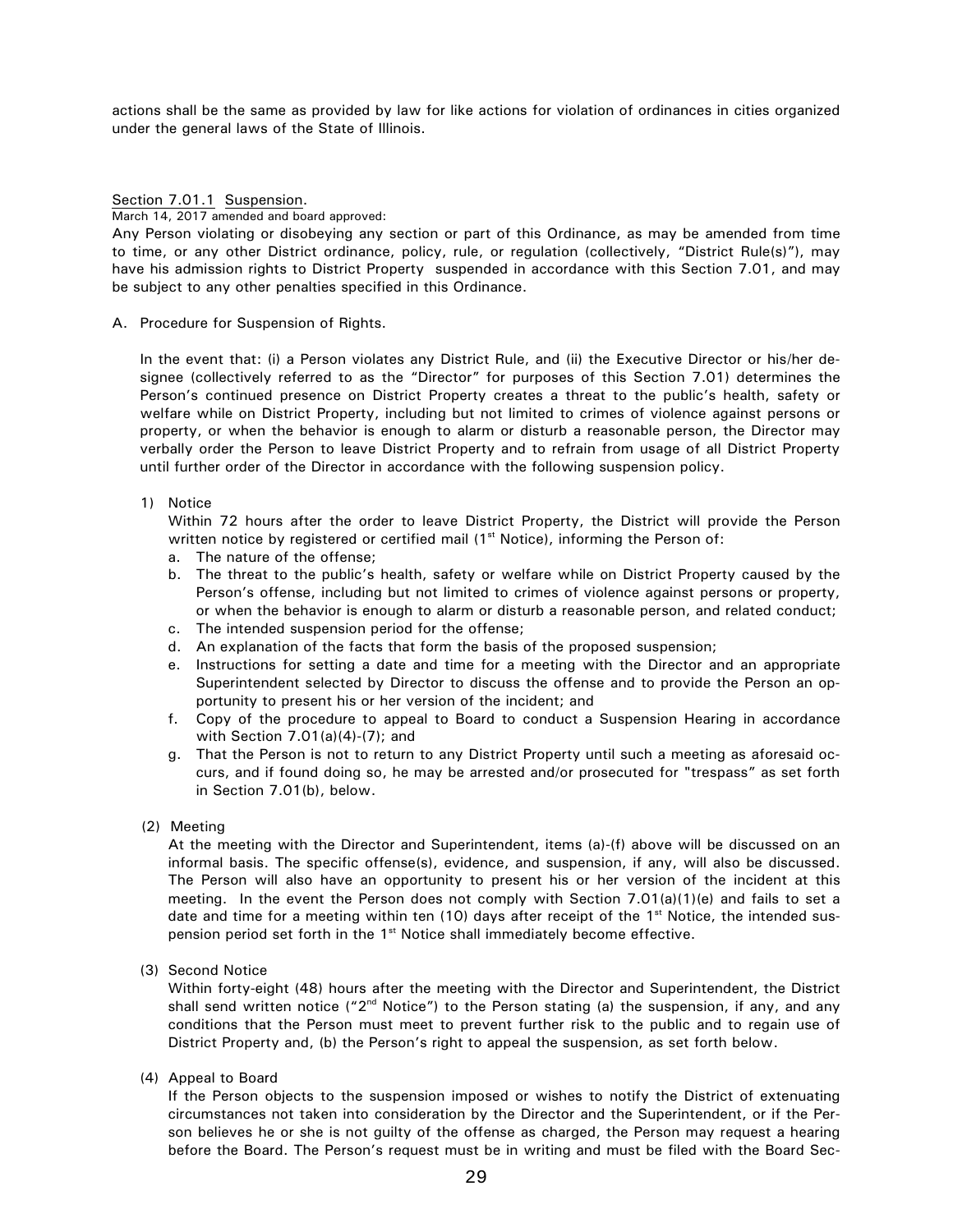actions shall be the same as provided by law for like actions for violation of ordinances in cities organized under the general laws of the State of Illinois.

Section 7.01.1 Suspension.

March 14, 2017 amended and board approved:

Any Person violating or disobeying any section or part of this Ordinance, as may be amended from time to time, or any other District ordinance, policy, rule, or regulation (collectively, "District Rule(s)"), may have his admission rights to District Property suspended in accordance with this Section 7.01, and may be subject to any other penalties specified in this Ordinance.

A. Procedure for Suspension of Rights.

In the event that: (i) a Person violates any District Rule, and (ii) the Executive Director or his/her designee (collectively referred to as the "Director" for purposes of this Section 7.01) determines the Person's continued presence on District Property creates a threat to the public's health, safety or welfare while on District Property, including but not limited to crimes of violence against persons or property, or when the behavior is enough to alarm or disturb a reasonable person, the Director may verbally order the Person to leave District Property and to refrain from usage of all District Property until further order of the Director in accordance with the following suspension policy.

1) Notice

Within 72 hours after the order to leave District Property, the District will provide the Person written notice by registered or certified mail (1st Notice), informing the Person of:

a. The nature of the offense;
b. The threat to the public's health, safety or welfare while on District Property caused by the Person's offense, including but not limited to crimes of violence against persons or property, or when the behavior is enough to alarm or disturb a reasonable person, and related conduct;
c. The intended suspension period for the offense;
d. An explanation of the facts that form the basis of the proposed suspension;
e. Instructions for setting a date and time for a meeting with the Director and an appropriate Superintendent selected by Director to discuss the offense and to provide the Person an opportunity to present his or her version of the incident; and
f. Copy of the procedure to appeal to Board to conduct a Suspension Hearing in accordance with Section 7.01(a)(4)-(7); and
g. That the Person is not to return to any District Property until such a meeting as aforesaid occurs, and if found doing so, he may be arrested and/or prosecuted for "trespass" as set forth in Section 7.01(b), below.

(2) Meeting

At the meeting with the Director and Superintendent, items (a)-(f) above will be discussed on an informal basis. The specific offense(s), evidence, and suspension, if any, will also be discussed. The Person will also have an opportunity to present his or her version of the incident at this meeting. In the event the Person does not comply with Section 7.01(a)(1)(e) and fails to set a date and time for a meeting within ten (10) days after receipt of the 1st Notice, the intended suspension period set forth in the 1st Notice shall immediately become effective.

(3) Second Notice

Within forty-eight (48) hours after the meeting with the Director and Superintendent, the District shall send written notice ("2nd Notice") to the Person stating (a) the suspension, if any, and any conditions that the Person must meet to prevent further risk to the public and to regain use of District Property and, (b) the Person's right to appeal the suspension, as set forth below.

(4) Appeal to Board

If the Person objects to the suspension imposed or wishes to notify the District of extenuating circumstances not taken into consideration by the Director and the Superintendent, or if the Person believes he or she is not guilty of the offense as charged, the Person may request a hearing before the Board. The Person's request must be in writing and must be filed with the Board Sec-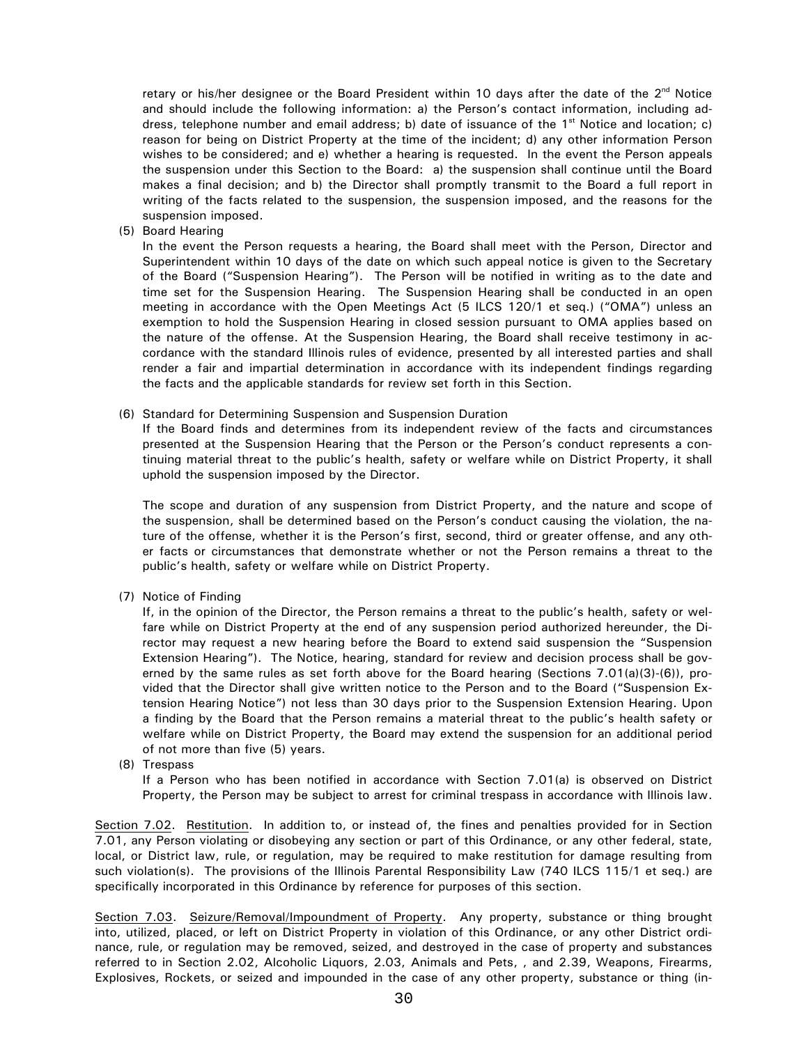retary or his/her designee or the Board President within 10 days after the date of the 2nd Notice and should include the following information: a) the Person's contact information, including address, telephone number and email address; b) date of issuance of the 1st Notice and location; c) reason for being on District Property at the time of the incident; d) any other information Person wishes to be considered; and e) whether a hearing is requested. In the event the Person appeals the suspension under this Section to the Board: a) the suspension shall continue until the Board makes a final decision; and b) the Director shall promptly transmit to the Board a full report in writing of the facts related to the suspension, the suspension imposed, and the reasons for the suspension imposed.

(5) Board Hearing

In the event the Person requests a hearing, the Board shall meet with the Person, Director and Superintendent within 10 days of the date on which such appeal notice is given to the Secretary of the Board ("Suspension Hearing"). The Person will be notified in writing as to the date and time set for the Suspension Hearing. The Suspension Hearing shall be conducted in an open meeting in accordance with the Open Meetings Act (5 ILCS 120/1 et seq.) ("OMA") unless an exemption to hold the Suspension Hearing in closed session pursuant to OMA applies based on the nature of the offense. At the Suspension Hearing, the Board shall receive testimony in accordance with the standard Illinois rules of evidence, presented by all interested parties and shall render a fair and impartial determination in accordance with its independent findings regarding the facts and the applicable standards for review set forth in this Section.

(6) Standard for Determining Suspension and Suspension Duration

If the Board finds and determines from its independent review of the facts and circumstances presented at the Suspension Hearing that the Person or the Person's conduct represents a continuing material threat to the public's health, safety or welfare while on District Property, it shall uphold the suspension imposed by the Director.

The scope and duration of any suspension from District Property, and the nature and scope of the suspension, shall be determined based on the Person's conduct causing the violation, the nature of the offense, whether it is the Person's first, second, third or greater offense, and any other facts or circumstances that demonstrate whether or not the Person remains a threat to the public's health, safety or welfare while on District Property.

(7) Notice of Finding

If, in the opinion of the Director, the Person remains a threat to the public's health, safety or welfare while on District Property at the end of any suspension period authorized hereunder, the Director may request a new hearing before the Board to extend said suspension the "Suspension Extension Hearing"). The Notice, hearing, standard for review and decision process shall be governed by the same rules as set forth above for the Board hearing (Sections 7.01(a)(3)-(6)), provided that the Director shall give written notice to the Person and to the Board ("Suspension Extension Hearing Notice") not less than 30 days prior to the Suspension Extension Hearing. Upon a finding by the Board that the Person remains a material threat to the public's health safety or welfare while on District Property, the Board may extend the suspension for an additional period of not more than five (5) years.

(8) Trespass

If a Person who has been notified in accordance with Section 7.01(a) is observed on District Property, the Person may be subject to arrest for criminal trespass in accordance with Illinois law.

Section 7.02. Restitution. In addition to, or instead of, the fines and penalties provided for in Section 7.01, any Person violating or disobeying any section or part of this Ordinance, or any other federal, state, local, or District law, rule, or regulation, may be required to make restitution for damage resulting from such violation(s). The provisions of the Illinois Parental Responsibility Law (740 ILCS 115/1 et seq.) are specifically incorporated in this Ordinance by reference for purposes of this section.

Section 7.03. Seizure/Removal/Impoundment of Property. Any property, substance or thing brought into, utilized, placed, or left on District Property in violation of this Ordinance, or any other District ordinance, rule, or regulation may be removed, seized, and destroyed in the case of property and substances referred to in Section 2.02, Alcoholic Liquors, 2.03, Animals and Pets, , and 2.39, Weapons, Firearms, Explosives, Rockets, or seized and impounded in the case of any other property, substance or thing (in-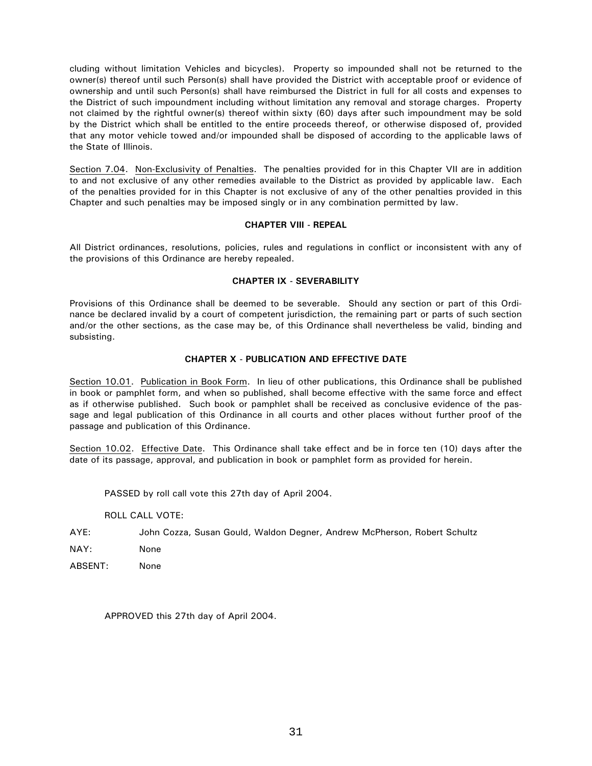cluding without limitation Vehicles and bicycles). Property so impounded shall not be returned to the owner(s) thereof until such Person(s) shall have provided the District with acceptable proof or evidence of ownership and until such Person(s) shall have reimbursed the District in full for all costs and expenses to the District of such impoundment including without limitation any removal and storage charges. Property not claimed by the rightful owner(s) thereof within sixty (60) days after such impoundment may be sold by the District which shall be entitled to the entire proceeds thereof, or otherwise disposed of, provided that any motor vehicle towed and/or impounded shall be disposed of according to the applicable laws of the State of Illinois.

Section 7.04. Non-Exclusivity of Penalties. The penalties provided for in this Chapter VII are in addition to and not exclusive of any other remedies available to the District as provided by applicable law. Each of the penalties provided for in this Chapter is not exclusive of any of the other penalties provided in this Chapter and such penalties may be imposed singly or in any combination permitted by law.

**CHAPTER VIII - REPEAL**

All District ordinances, resolutions, policies, rules and regulations in conflict or inconsistent with any of the provisions of this Ordinance are hereby repealed.

**CHAPTER IX - SEVERABILITY**

Provisions of this Ordinance shall be deemed to be severable. Should any section or part of this Ordinance be declared invalid by a court of competent jurisdiction, the remaining part or parts of such section and/or the other sections, as the case may be, of this Ordinance shall nevertheless be valid, binding and subsisting.

**CHAPTER X - PUBLICATION AND EFFECTIVE DATE**

Section 10.01. Publication in Book Form. In lieu of other publications, this Ordinance shall be published in book or pamphlet form, and when so published, shall become effective with the same force and effect as if otherwise published. Such book or pamphlet shall be received as conclusive evidence of the passage and legal publication of this Ordinance in all courts and other places without further proof of the passage and publication of this Ordinance.

Section 10.02. Effective Date. This Ordinance shall take effect and be in force ten (10) days after the date of its passage, approval, and publication in book or pamphlet form as provided for herein.

PASSED by roll call vote this 27th day of April 2004.

ROLL CALL VOTE:

AYE: John Cozza, Susan Gould, Waldon Degner, Andrew McPherson, Robert Schultz

NAY: None

ABSENT: None

APPROVED this 27th day of April 2004.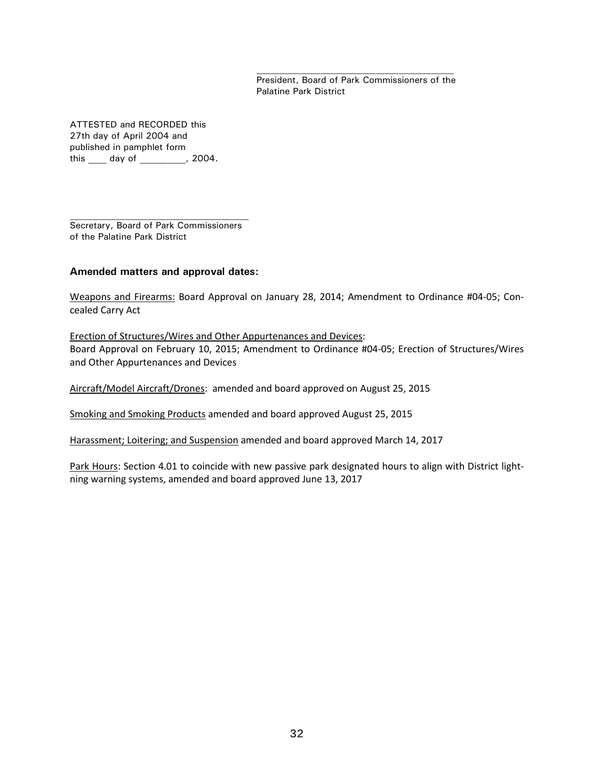\_\_\_\_\_\_\_\_\_\_\_\_\_\_\_\_\_\_\_\_\_\_\_\_\_\_\_\_\_\_\_\_\_\_\_\_\_\_\_\_

President, Board of Park Commissioners of the
Palatine Park District

ATTESTED and RECORDED this
27th day of April 2004 and
published in pamphlet form
this \_\_\_\_ day of \_\_\_\_\_\_\_\_\_, 2004.

\_\_\_\_\_\_\_\_\_\_\_\_\_\_\_\_\_\_\_\_\_\_\_\_\_\_\_\_\_\_\_\_\_\_\_\_\_\_

Secretary, Board of Park Commissioners
of the Palatine Park District

**Amended matters and approval dates:**

Weapons and Firearms: Board Approval on January 28, 2014; Amendment to Ordinance #04-05; Concealed Carry Act

Erection of Structures/Wires and Other Appurtenances and Devices:
Board Approval on February 10, 2015; Amendment to Ordinance #04-05; Erection of Structures/Wires and Other Appurtenances and Devices

Aircraft/Model Aircraft/Drones: amended and board approved on August 25, 2015

Smoking and Smoking Products amended and board approved August 25, 2015

Harassment; Loitering; and Suspension amended and board approved March 14, 2017

Park Hours: Section 4.01 to coincide with new passive park designated hours to align with District lightning warning systems, amended and board approved June 13, 2017